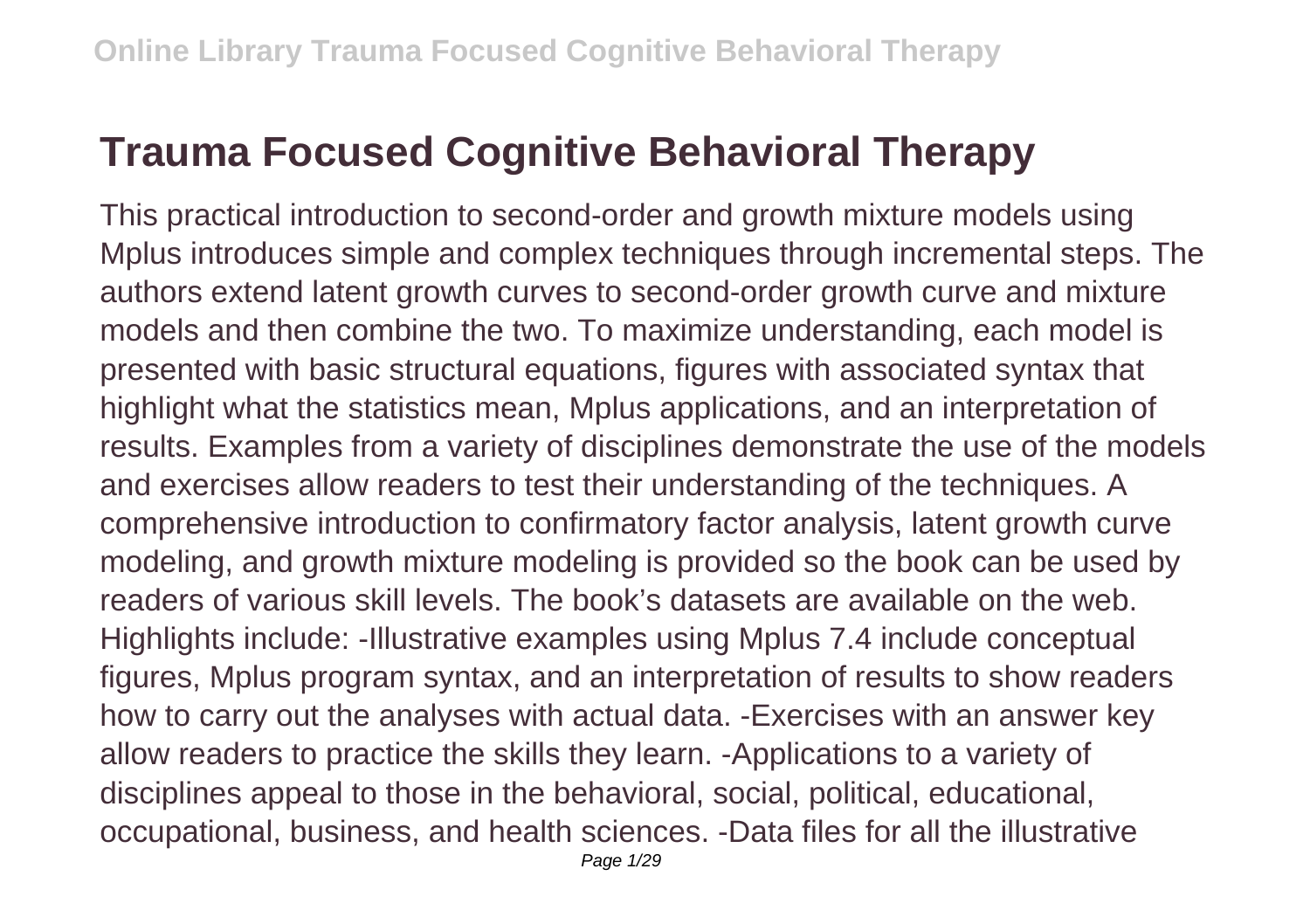# Trauma Focused Cognitive Behavioral Therapy

This practical introduction to second-order and growth mixture models using Mplus introduces simple and complex techniques through incremental steps. The authors extend latent growth curves to second-order growth curve and mixture models and then combine the two. To maximize understanding, each model is presented with basic structural equations, figures with associated syntax that highlight what the statistics mean, Mplus applications, and an interpretation of results. Examples from a variety of disciplines demonstrate the use of the models and exercises allow readers to test their understanding of the techniques. A comprehensive introduction to confirmatory factor analysis, latent growth curve modeling, and growth mixture modeling is provided so the book can be used by readers of various skill levels. The book's datasets are available on the web. Highlights include: -Illustrative examples using Mplus 7.4 include conceptual figures, Mplus program syntax, and an interpretation of results to show readers how to carry out the analyses with actual data. -Exercises with an answer key allow readers to practice the skills they learn. -Applications to a variety of disciplines appeal to those in the behavioral, social, political, educational, occupational, business, and health sciences. -Data files for all the illustrative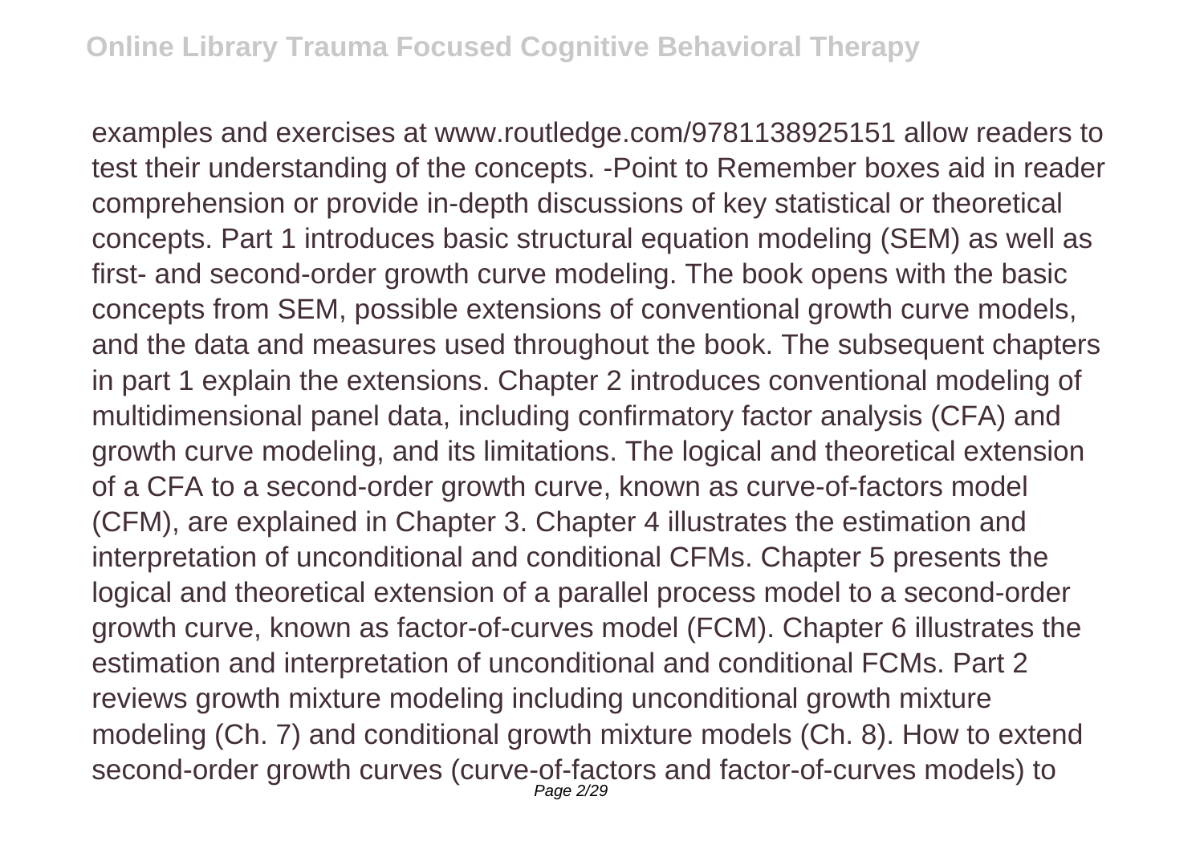examples and exercises at www.routledge.com/9781138925151 allow readers to test their understanding of the concepts. -Point to Remember boxes aid in reader comprehension or provide in-depth discussions of key statistical or theoretical concepts. Part 1 introduces basic structural equation modeling (SEM) as well as first- and second-order growth curve modeling. The book opens with the basic concepts from SEM, possible extensions of conventional growth curve models, and the data and measures used throughout the book. The subsequent chapters in part 1 explain the extensions. Chapter 2 introduces conventional modeling of multidimensional panel data, including confirmatory factor analysis (CFA) and growth curve modeling, and its limitations. The logical and theoretical extension of a CFA to a second-order growth curve, known as curve-of-factors model (CFM), are explained in Chapter 3. Chapter 4 illustrates the estimation and interpretation of unconditional and conditional CFMs. Chapter 5 presents the logical and theoretical extension of a parallel process model to a second-order growth curve, known as factor-of-curves model (FCM). Chapter 6 illustrates the estimation and interpretation of unconditional and conditional FCMs. Part 2 reviews growth mixture modeling including unconditional growth mixture modeling (Ch. 7) and conditional growth mixture models (Ch. 8). How to extend second-order growth curves (curve-of-factors and factor-of-curves models) to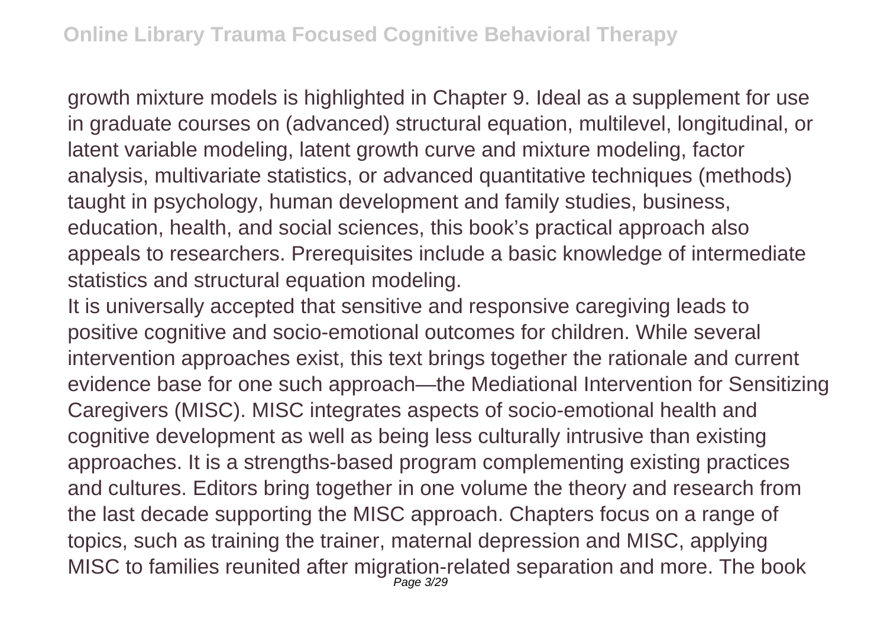growth mixture models is highlighted in Chapter 9. Ideal as a supplement for use in graduate courses on (advanced) structural equation, multilevel, longitudinal, or latent variable modeling, latent growth curve and mixture modeling, factor analysis, multivariate statistics, or advanced quantitative techniques (methods) taught in psychology, human development and family studies, business, education, health, and social sciences, this book's practical approach also appeals to researchers. Prerequisites include a basic knowledge of intermediate statistics and structural equation modeling.

It is universally accepted that sensitive and responsive caregiving leads to positive cognitive and socio-emotional outcomes for children. While several intervention approaches exist, this text brings together the rationale and current evidence base for one such approach—the Mediational Intervention for Sensitizing Caregivers (MISC). MISC integrates aspects of socio-emotional health and cognitive development as well as being less culturally intrusive than existing approaches. It is a strengths-based program complementing existing practices and cultures. Editors bring together in one volume the theory and research from the last decade supporting the MISC approach. Chapters focus on a range of topics, such as training the trainer, maternal depression and MISC, applying MISC to families reunited after migration-related separation and more. The book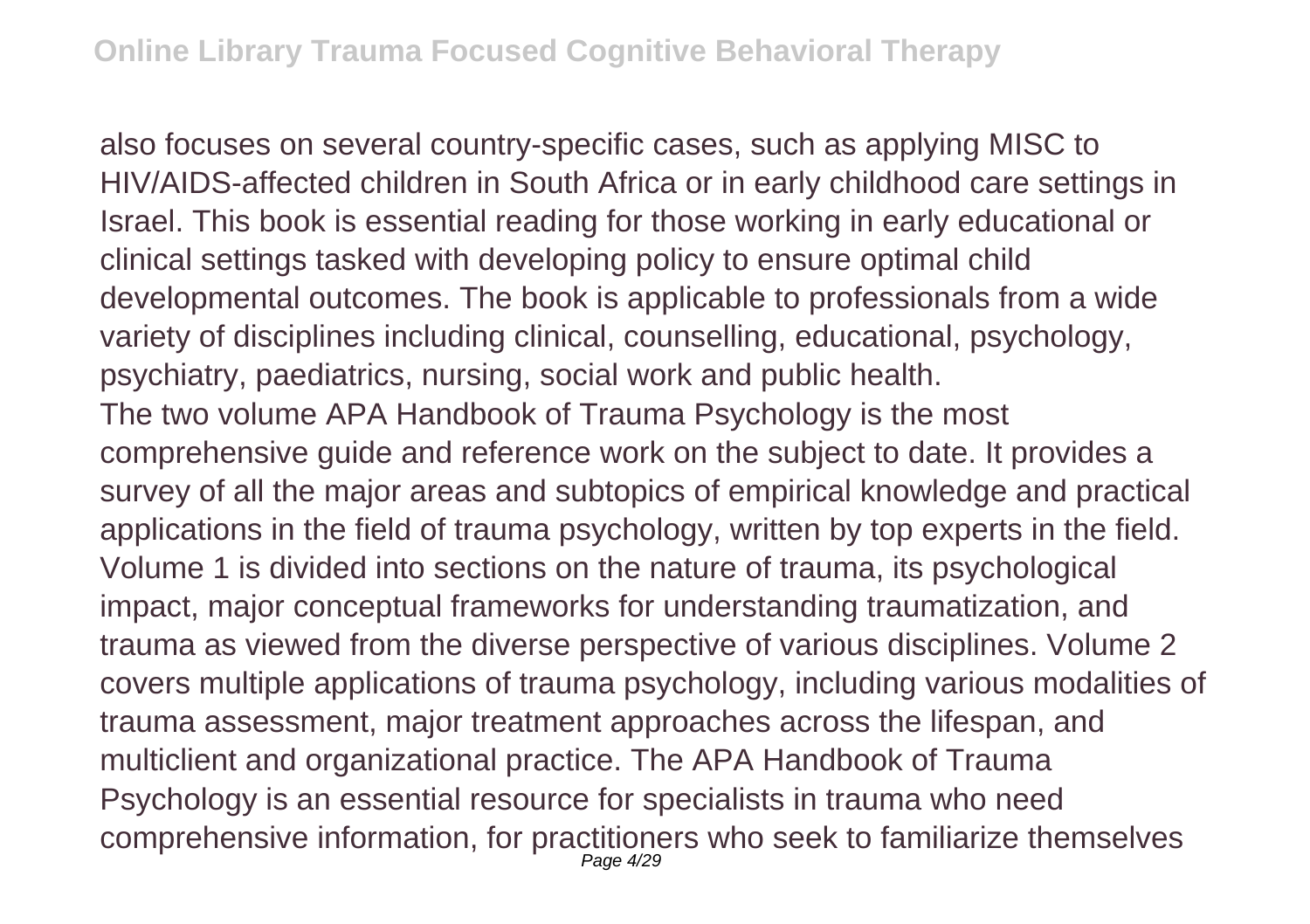also focuses on several country-specific cases, such as applying MISC to HIV/AIDS-affected children in South Africa or in early childhood care settings in Israel. This book is essential reading for those working in early educational or clinical settings tasked with developing policy to ensure optimal child developmental outcomes. The book is applicable to professionals from a wide variety of disciplines including clinical, counselling, educational, psychology, psychiatry, paediatrics, nursing, social work and public health.

The two volume APA Handbook of Trauma Psychology is the most comprehensive guide and reference work on the subject to date. It provides a survey of all the major areas and subtopics of empirical knowledge and practical applications in the field of trauma psychology, written by top experts in the field. Volume 1 is divided into sections on the nature of trauma, its psychological impact, major conceptual frameworks for understanding traumatization, and trauma as viewed from the diverse perspective of various disciplines. Volume 2 covers multiple applications of trauma psychology, including various modalities of trauma assessment, major treatment approaches across the lifespan, and multiclient and organizational practice. The APA Handbook of Trauma Psychology is an essential resource for specialists in trauma who need comprehensive information, for practitioners who seek to familiarize themselves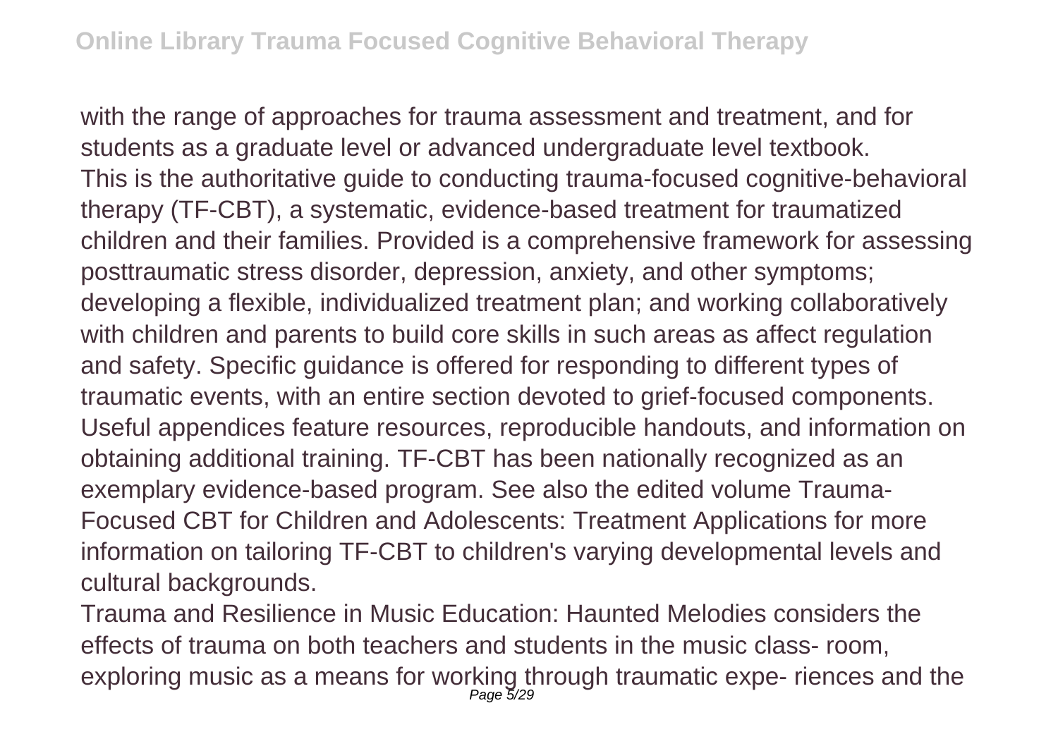with the range of approaches for trauma assessment and treatment, and for students as a graduate level or advanced undergraduate level textbook.

This is the authoritative guide to conducting trauma-focused cognitive-behavioral therapy (TF-CBT), a systematic, evidence-based treatment for traumatized children and their families. Provided is a comprehensive framework for assessing posttraumatic stress disorder, depression, anxiety, and other symptoms; developing a flexible, individualized treatment plan; and working collaboratively with children and parents to build core skills in such areas as affect regulation and safety. Specific guidance is offered for responding to different types of traumatic events, with an entire section devoted to grief-focused components. Useful appendices feature resources, reproducible handouts, and information on obtaining additional training. TF-CBT has been nationally recognized as an exemplary evidence-based program. See also the edited volume Trauma-Focused CBT for Children and Adolescents: Treatment Applications for more information on tailoring TF-CBT to children's varying developmental levels and cultural backgrounds.

Trauma and Resilience in Music Education: Haunted Melodies considers the effects of trauma on both teachers and students in the music class- room, exploring music as a means for working through traumatic expe- riences and the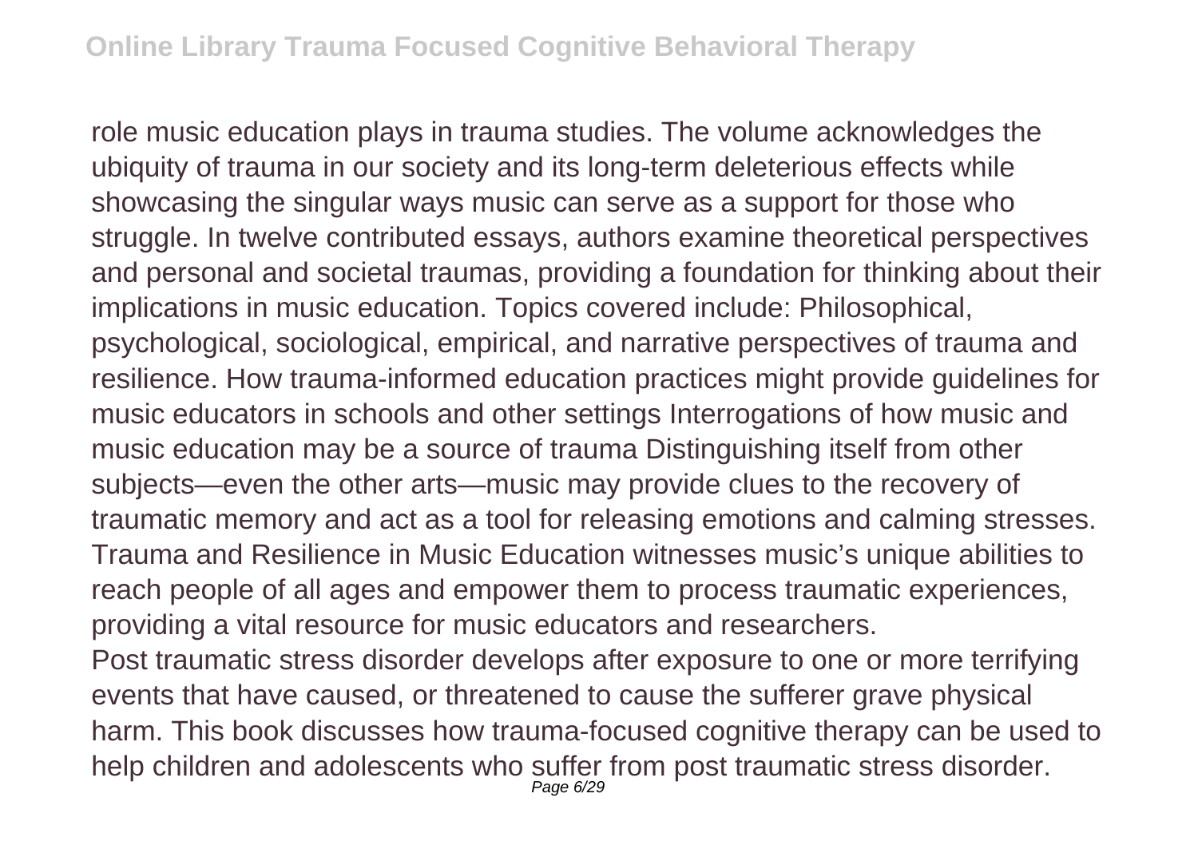role music education plays in trauma studies. The volume acknowledges the ubiquity of trauma in our society and its long-term deleterious effects while showcasing the singular ways music can serve as a support for those who struggle. In twelve contributed essays, authors examine theoretical perspectives and personal and societal traumas, providing a foundation for thinking about their implications in music education. Topics covered include: Philosophical, psychological, sociological, empirical, and narrative perspectives of trauma and resilience. How trauma-informed education practices might provide guidelines for music educators in schools and other settings Interrogations of how music and music education may be a source of trauma Distinguishing itself from other subjects—even the other arts—music may provide clues to the recovery of traumatic memory and act as a tool for releasing emotions and calming stresses. Trauma and Resilience in Music Education witnesses music's unique abilities to reach people of all ages and empower them to process traumatic experiences, providing a vital resource for music educators and researchers.

Post traumatic stress disorder develops after exposure to one or more terrifying events that have caused, or threatened to cause the sufferer grave physical harm. This book discusses how trauma-focused cognitive therapy can be used to help children and adolescents who suffer from post traumatic stress disorder.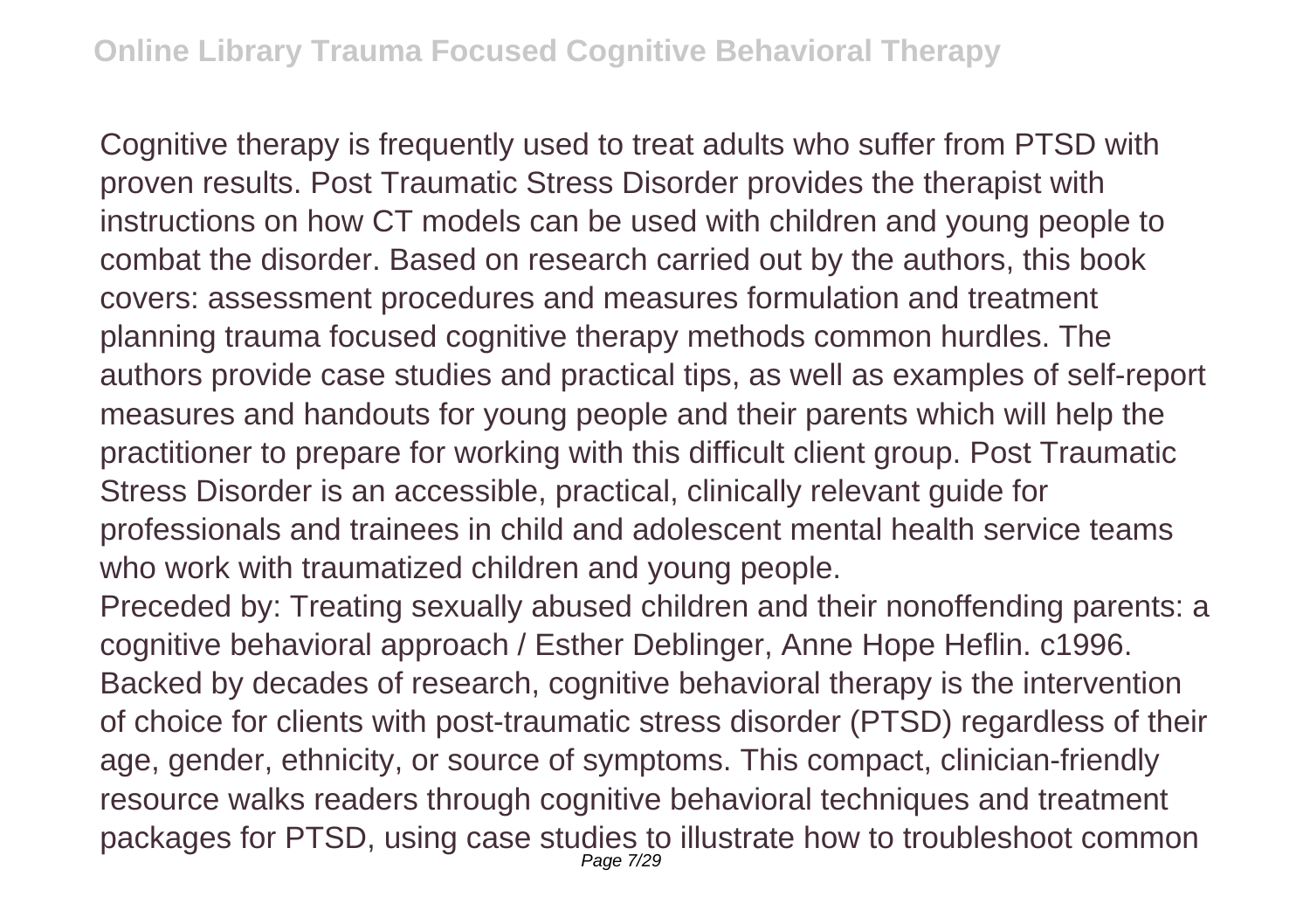Cognitive therapy is frequently used to treat adults who suffer from PTSD with proven results. Post Traumatic Stress Disorder provides the therapist with instructions on how CT models can be used with children and young people to combat the disorder. Based on research carried out by the authors, this book covers: assessment procedures and measures formulation and treatment planning trauma focused cognitive therapy methods common hurdles. The authors provide case studies and practical tips, as well as examples of self-report measures and handouts for young people and their parents which will help the practitioner to prepare for working with this difficult client group. Post Traumatic Stress Disorder is an accessible, practical, clinically relevant guide for professionals and trainees in child and adolescent mental health service teams who work with traumatized children and young people.

Preceded by: Treating sexually abused children and their nonoffending parents: a cognitive behavioral approach / Esther Deblinger, Anne Hope Heflin. c1996.

Backed by decades of research, cognitive behavioral therapy is the intervention of choice for clients with post-traumatic stress disorder (PTSD) regardless of their age, gender, ethnicity, or source of symptoms. This compact, clinician-friendly resource walks readers through cognitive behavioral techniques and treatment packages for PTSD, using case studies to illustrate how to troubleshoot common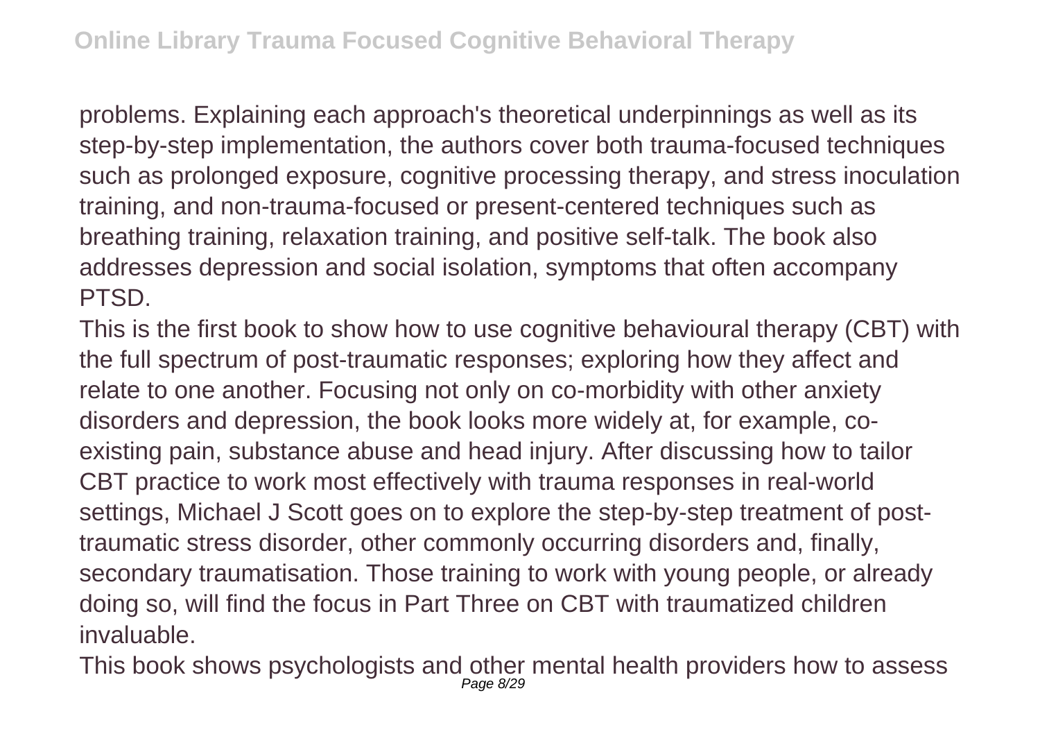problems. Explaining each approach's theoretical underpinnings as well as its step-by-step implementation, the authors cover both trauma-focused techniques such as prolonged exposure, cognitive processing therapy, and stress inoculation training, and non-trauma-focused or present-centered techniques such as breathing training, relaxation training, and positive self-talk. The book also addresses depression and social isolation, symptoms that often accompany PTSD.

This is the first book to show how to use cognitive behavioural therapy (CBT) with the full spectrum of post-traumatic responses; exploring how they affect and relate to one another. Focusing not only on co-morbidity with other anxiety disorders and depression, the book looks more widely at, for example, co-existing pain, substance abuse and head injury. After discussing how to tailor CBT practice to work most effectively with trauma responses in real-world settings, Michael J Scott goes on to explore the step-by-step treatment of post-traumatic stress disorder, other commonly occurring disorders and, finally, secondary traumatisation. Those training to work with young people, or already doing so, will find the focus in Part Three on CBT with traumatized children invaluable.

This book shows psychologists and other mental health providers how to assess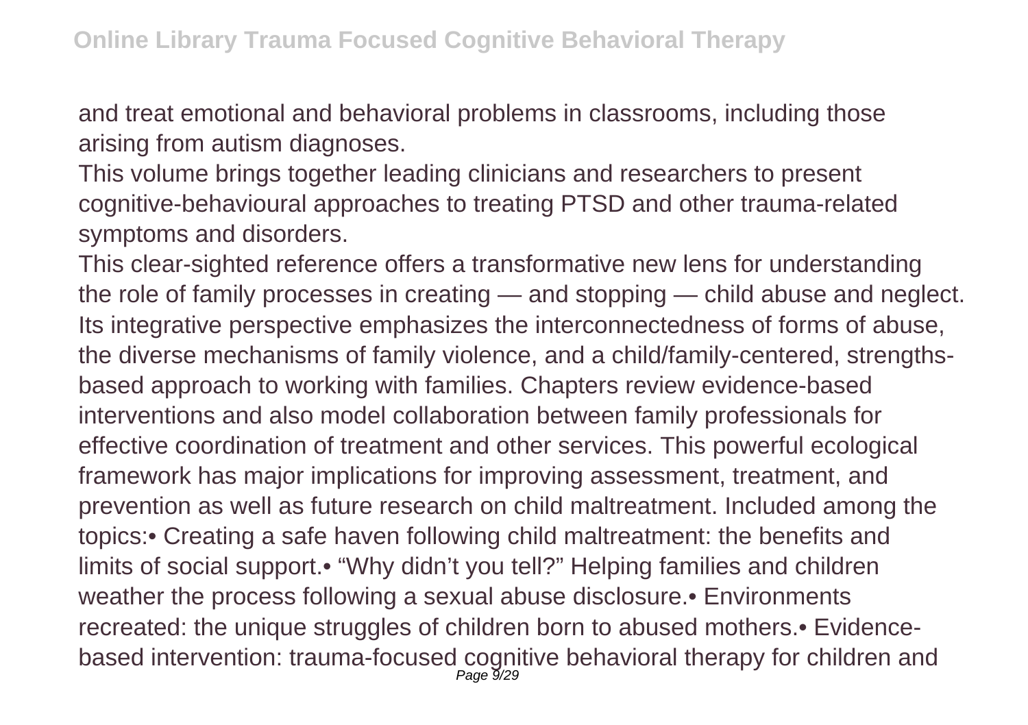and treat emotional and behavioral problems in classrooms, including those arising from autism diagnoses.

This volume brings together leading clinicians and researchers to present cognitive-behavioural approaches to treating PTSD and other trauma-related symptoms and disorders.

This clear-sighted reference offers a transformative new lens for understanding the role of family processes in creating — and stopping — child abuse and neglect. Its integrative perspective emphasizes the interconnectedness of forms of abuse, the diverse mechanisms of family violence, and a child/family-centered, strengths-based approach to working with families. Chapters review evidence-based interventions and also model collaboration between family professionals for effective coordination of treatment and other services. This powerful ecological framework has major implications for improving assessment, treatment, and prevention as well as future research on child maltreatment. Included among the topics:• Creating a safe haven following child maltreatment: the benefits and limits of social support.• "Why didn't you tell?" Helping families and children weather the process following a sexual abuse disclosure.• Environments recreated: the unique struggles of children born to abused mothers.• Evidence-based intervention: trauma-focused cognitive behavioral therapy for children and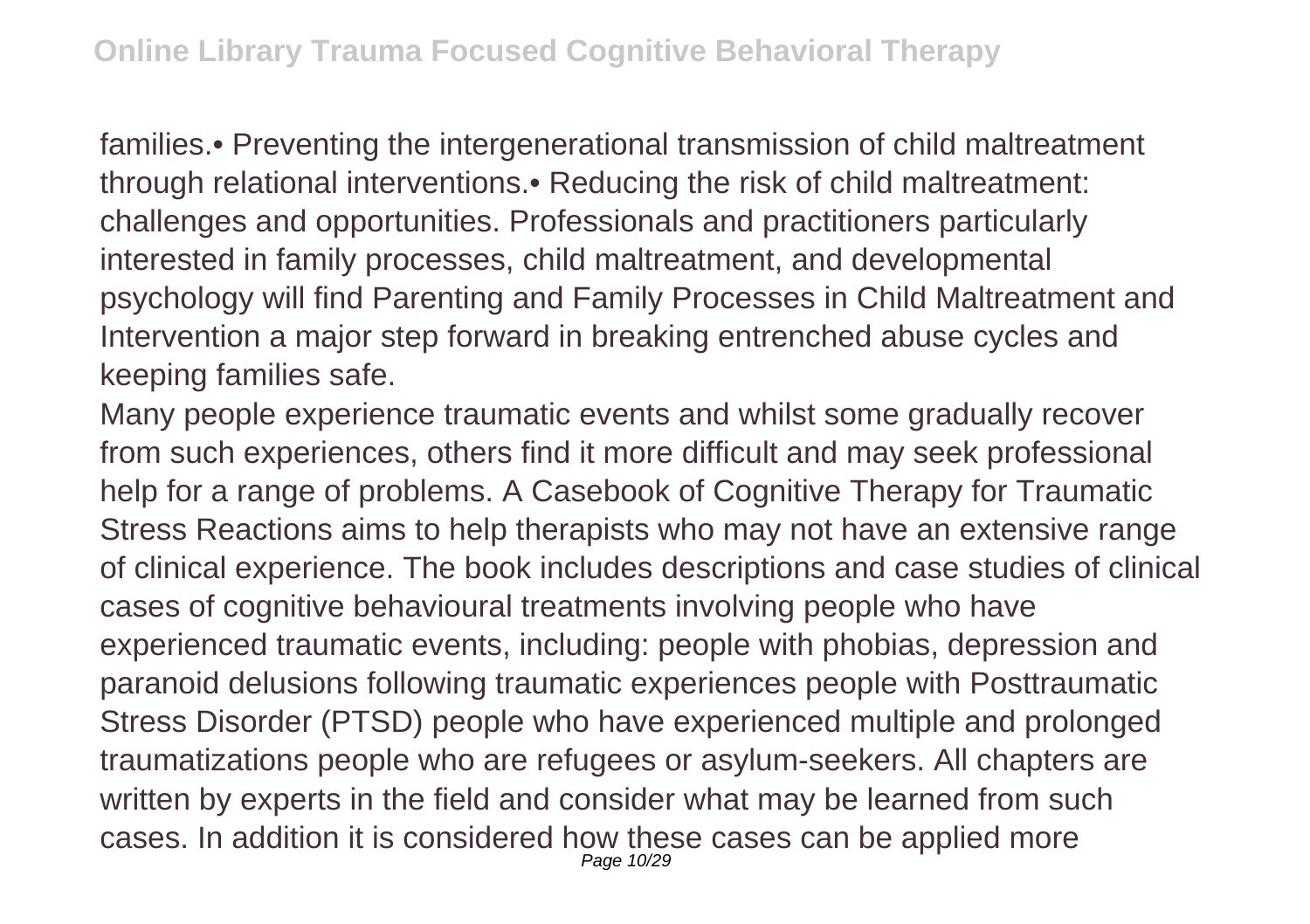families.• Preventing the intergenerational transmission of child maltreatment through relational interventions.• Reducing the risk of child maltreatment: challenges and opportunities. Professionals and practitioners particularly interested in family processes, child maltreatment, and developmental psychology will find Parenting and Family Processes in Child Maltreatment and Intervention a major step forward in breaking entrenched abuse cycles and keeping families safe.

Many people experience traumatic events and whilst some gradually recover from such experiences, others find it more difficult and may seek professional help for a range of problems. A Casebook of Cognitive Therapy for Traumatic Stress Reactions aims to help therapists who may not have an extensive range of clinical experience. The book includes descriptions and case studies of clinical cases of cognitive behavioural treatments involving people who have experienced traumatic events, including: people with phobias, depression and paranoid delusions following traumatic experiences people with Posttraumatic Stress Disorder (PTSD) people who have experienced multiple and prolonged traumatizations people who are refugees or asylum-seekers. All chapters are written by experts in the field and consider what may be learned from such cases. In addition it is considered how these cases can be applied more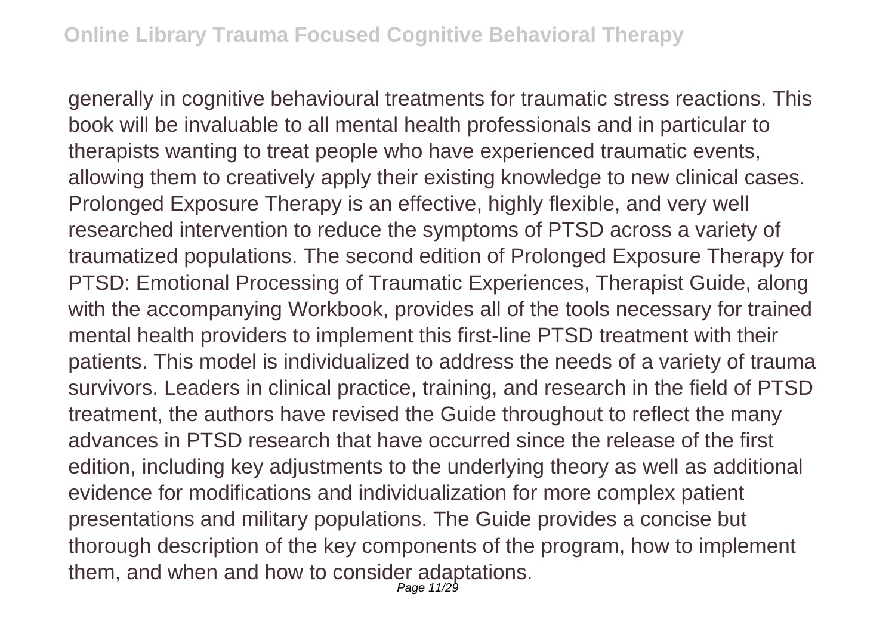generally in cognitive behavioural treatments for traumatic stress reactions. This book will be invaluable to all mental health professionals and in particular to therapists wanting to treat people who have experienced traumatic events, allowing them to creatively apply their existing knowledge to new clinical cases. Prolonged Exposure Therapy is an effective, highly flexible, and very well researched intervention to reduce the symptoms of PTSD across a variety of traumatized populations. The second edition of Prolonged Exposure Therapy for PTSD: Emotional Processing of Traumatic Experiences, Therapist Guide, along with the accompanying Workbook, provides all of the tools necessary for trained mental health providers to implement this first-line PTSD treatment with their patients. This model is individualized to address the needs of a variety of trauma survivors. Leaders in clinical practice, training, and research in the field of PTSD treatment, the authors have revised the Guide throughout to reflect the many advances in PTSD research that have occurred since the release of the first edition, including key adjustments to the underlying theory as well as additional evidence for modifications and individualization for more complex patient presentations and military populations. The Guide provides a concise but thorough description of the key components of the program, how to implement them, and when and how to consider adaptations.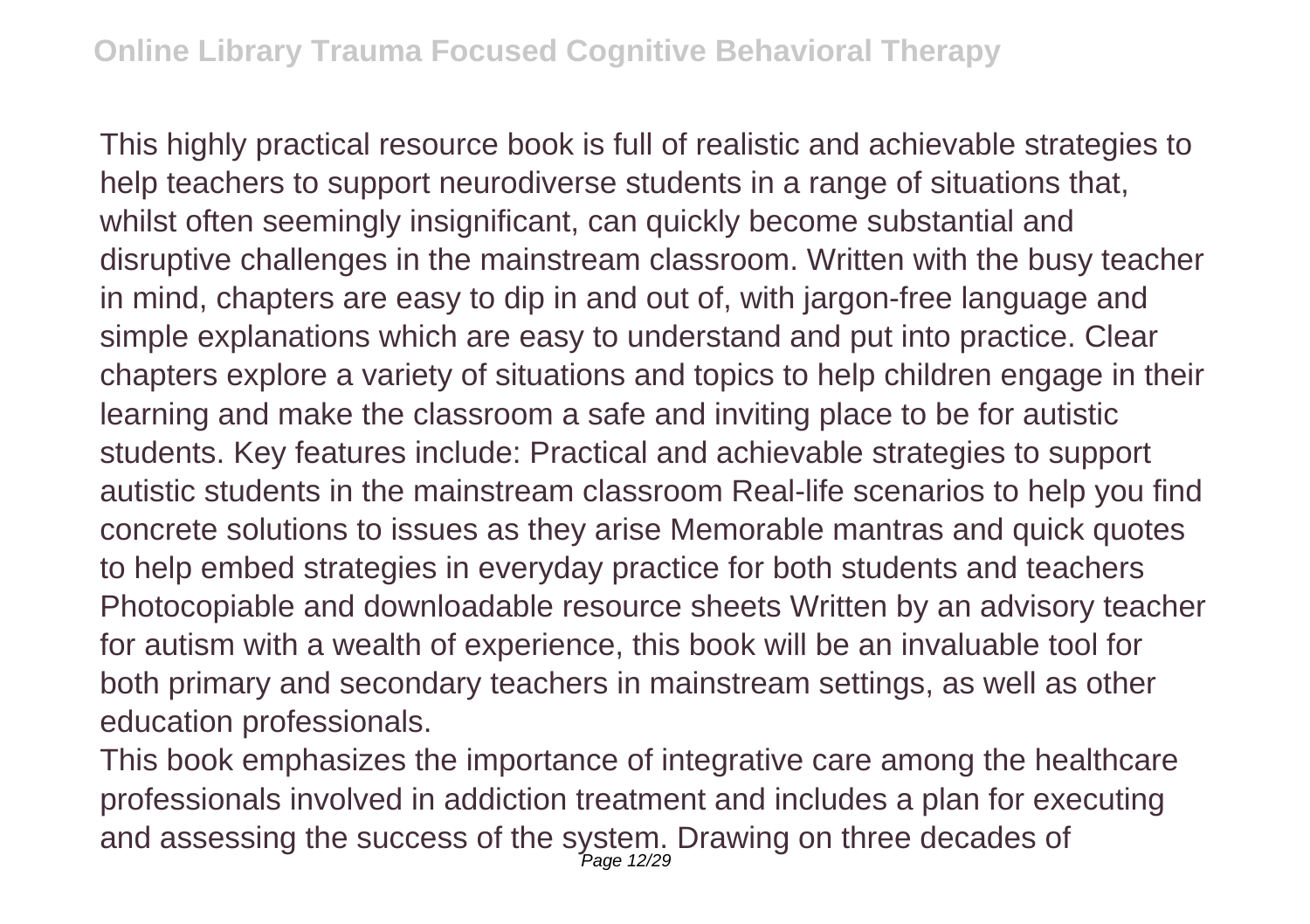This highly practical resource book is full of realistic and achievable strategies to help teachers to support neurodiverse students in a range of situations that, whilst often seemingly insignificant, can quickly become substantial and disruptive challenges in the mainstream classroom. Written with the busy teacher in mind, chapters are easy to dip in and out of, with jargon-free language and simple explanations which are easy to understand and put into practice. Clear chapters explore a variety of situations and topics to help children engage in their learning and make the classroom a safe and inviting place to be for autistic students. Key features include: Practical and achievable strategies to support autistic students in the mainstream classroom Real-life scenarios to help you find concrete solutions to issues as they arise Memorable mantras and quick quotes to help embed strategies in everyday practice for both students and teachers Photocopiable and downloadable resource sheets Written by an advisory teacher for autism with a wealth of experience, this book will be an invaluable tool for both primary and secondary teachers in mainstream settings, as well as other education professionals.

This book emphasizes the importance of integrative care among the healthcare professionals involved in addiction treatment and includes a plan for executing and assessing the success of the system. Drawing on three decades of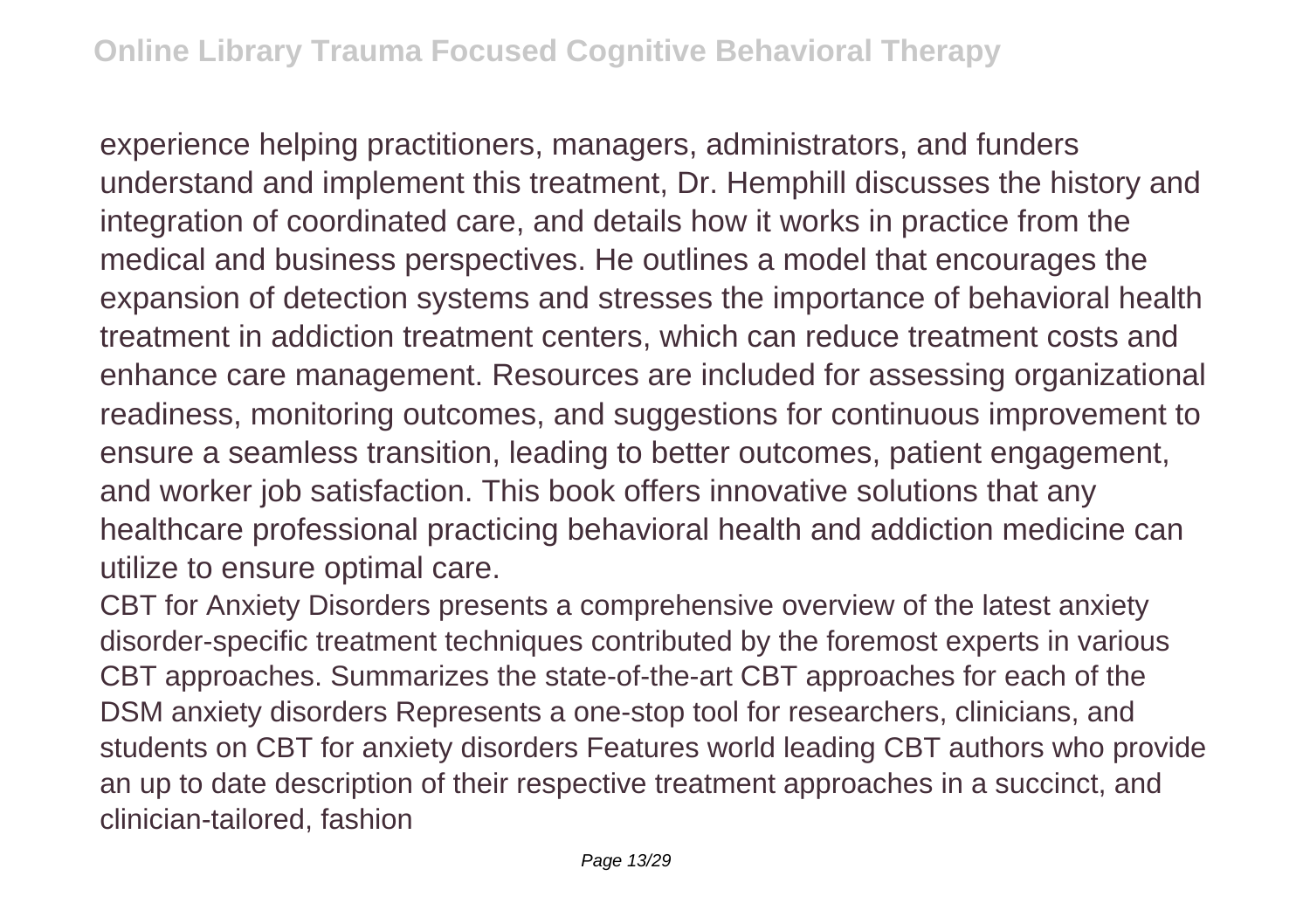experience helping practitioners, managers, administrators, and funders understand and implement this treatment, Dr. Hemphill discusses the history and integration of coordinated care, and details how it works in practice from the medical and business perspectives. He outlines a model that encourages the expansion of detection systems and stresses the importance of behavioral health treatment in addiction treatment centers, which can reduce treatment costs and enhance care management. Resources are included for assessing organizational readiness, monitoring outcomes, and suggestions for continuous improvement to ensure a seamless transition, leading to better outcomes, patient engagement, and worker job satisfaction. This book offers innovative solutions that any healthcare professional practicing behavioral health and addiction medicine can utilize to ensure optimal care.

CBT for Anxiety Disorders presents a comprehensive overview of the latest anxiety disorder-specific treatment techniques contributed by the foremost experts in various CBT approaches. Summarizes the state-of-the-art CBT approaches for each of the DSM anxiety disorders Represents a one-stop tool for researchers, clinicians, and students on CBT for anxiety disorders Features world leading CBT authors who provide an up to date description of their respective treatment approaches in a succinct, and clinician-tailored, fashion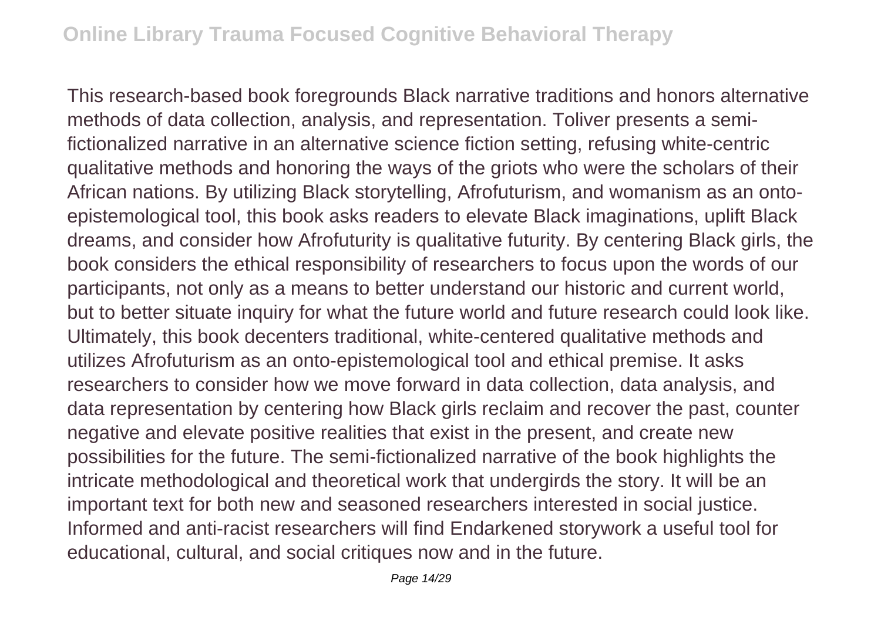This research-based book foregrounds Black narrative traditions and honors alternative methods of data collection, analysis, and representation. Toliver presents a semi-fictionalized narrative in an alternative science fiction setting, refusing white-centric qualitative methods and honoring the ways of the griots who were the scholars of their African nations. By utilizing Black storytelling, Afrofuturism, and womanism as an onto-epistemological tool, this book asks readers to elevate Black imaginations, uplift Black dreams, and consider how Afrofuturity is qualitative futurity. By centering Black girls, the book considers the ethical responsibility of researchers to focus upon the words of our participants, not only as a means to better understand our historic and current world, but to better situate inquiry for what the future world and future research could look like. Ultimately, this book decenters traditional, white-centered qualitative methods and utilizes Afrofuturism as an onto-epistemological tool and ethical premise. It asks researchers to consider how we move forward in data collection, data analysis, and data representation by centering how Black girls reclaim and recover the past, counter negative and elevate positive realities that exist in the present, and create new possibilities for the future. The semi-fictionalized narrative of the book highlights the intricate methodological and theoretical work that undergirds the story. It will be an important text for both new and seasoned researchers interested in social justice. Informed and anti-racist researchers will find Endarkened storywork a useful tool for educational, cultural, and social critiques now and in the future.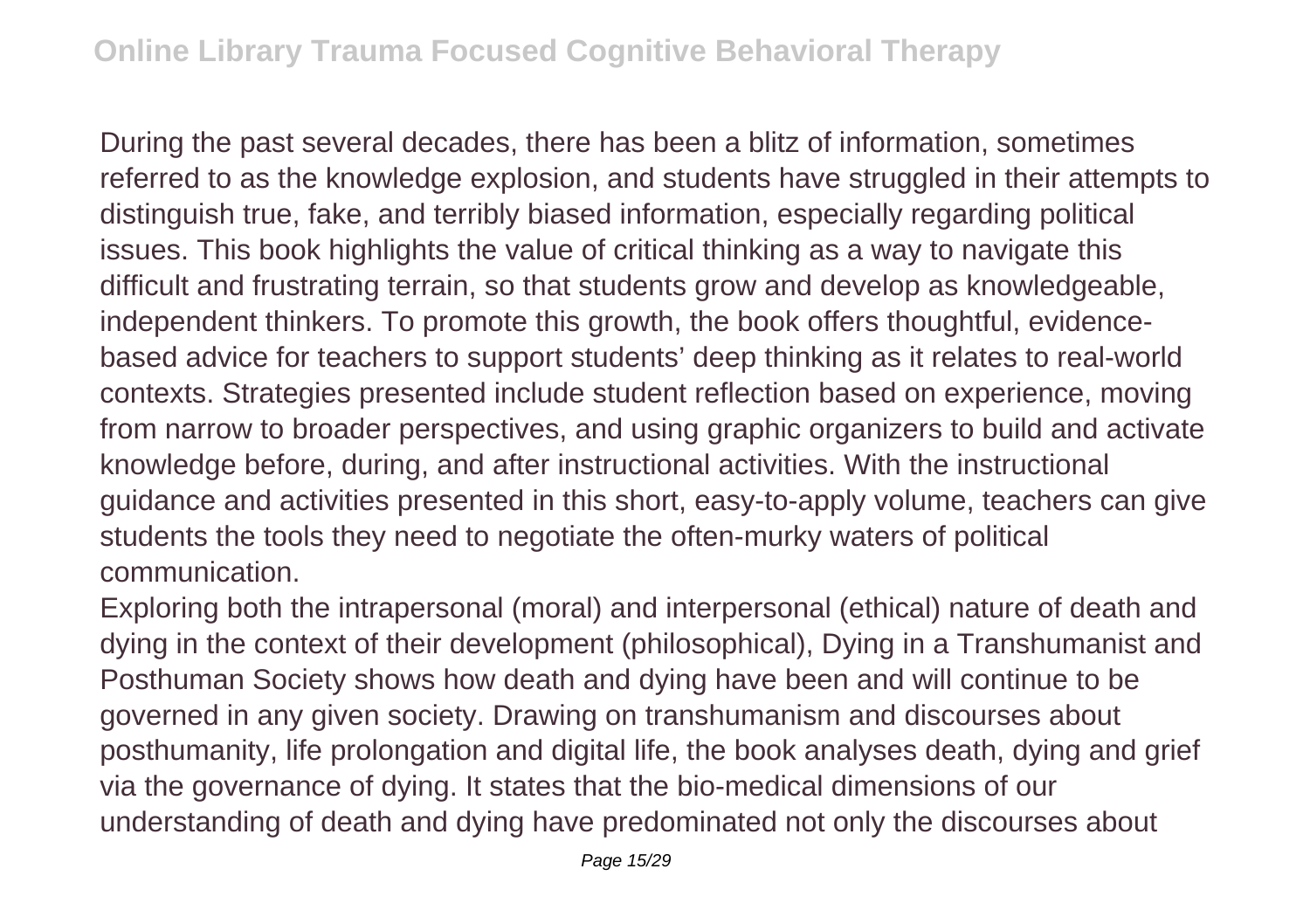During the past several decades, there has been a blitz of information, sometimes referred to as the knowledge explosion, and students have struggled in their attempts to distinguish true, fake, and terribly biased information, especially regarding political issues. This book highlights the value of critical thinking as a way to navigate this difficult and frustrating terrain, so that students grow and develop as knowledgeable, independent thinkers. To promote this growth, the book offers thoughtful, evidence-based advice for teachers to support students' deep thinking as it relates to real-world contexts. Strategies presented include student reflection based on experience, moving from narrow to broader perspectives, and using graphic organizers to build and activate knowledge before, during, and after instructional activities. With the instructional guidance and activities presented in this short, easy-to-apply volume, teachers can give students the tools they need to negotiate the often-murky waters of political communication.

Exploring both the intrapersonal (moral) and interpersonal (ethical) nature of death and dying in the context of their development (philosophical), Dying in a Transhumanist and Posthuman Society shows how death and dying have been and will continue to be governed in any given society. Drawing on transhumanism and discourses about posthumanity, life prolongation and digital life, the book analyses death, dying and grief via the governance of dying. It states that the bio-medical dimensions of our understanding of death and dying have predominated not only the discourses about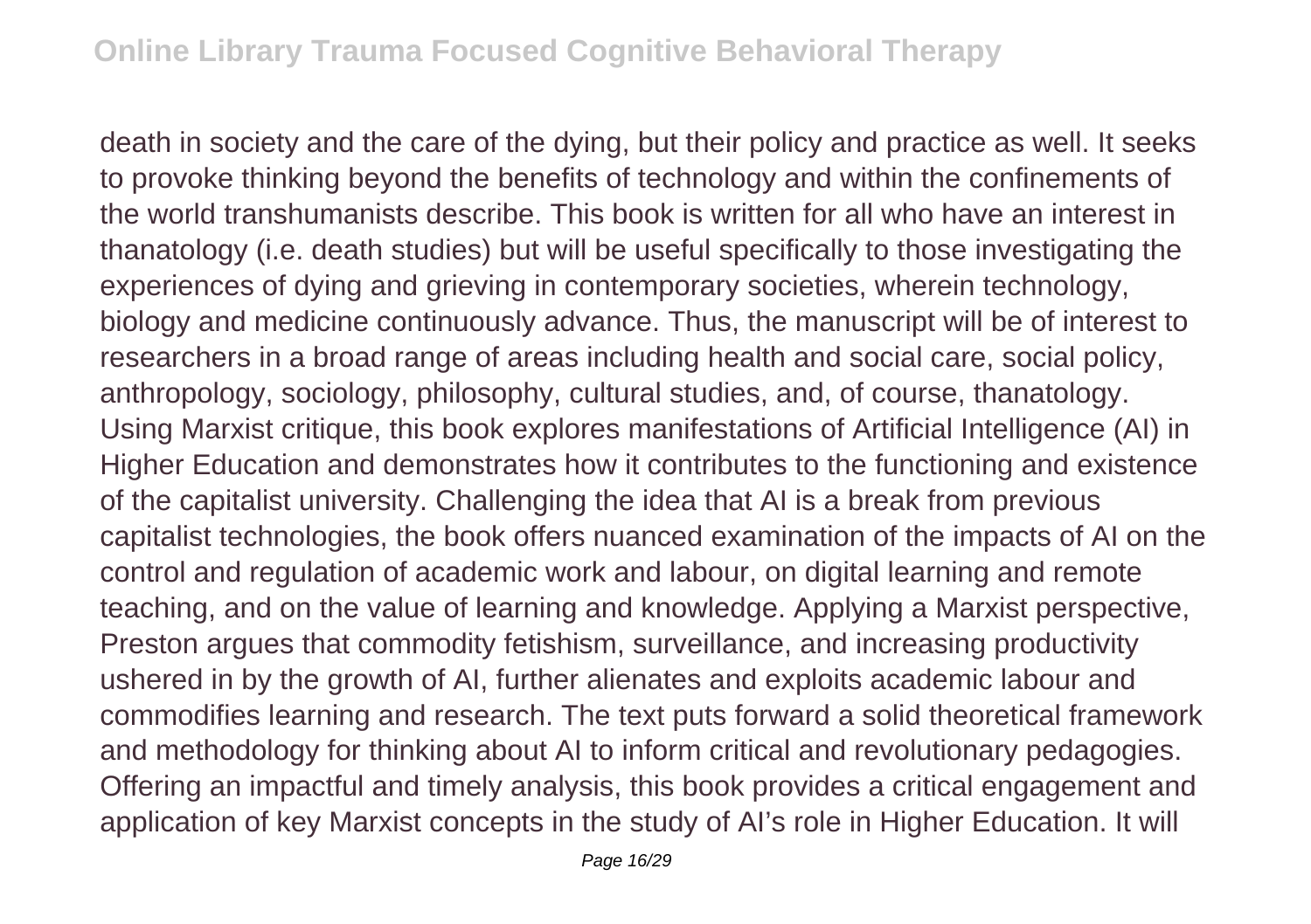death in society and the care of the dying, but their policy and practice as well. It seeks to provoke thinking beyond the benefits of technology and within the confinements of the world transhumanists describe. This book is written for all who have an interest in thanatology (i.e. death studies) but will be useful specifically to those investigating the experiences of dying and grieving in contemporary societies, wherein technology, biology and medicine continuously advance. Thus, the manuscript will be of interest to researchers in a broad range of areas including health and social care, social policy, anthropology, sociology, philosophy, cultural studies, and, of course, thanatology. Using Marxist critique, this book explores manifestations of Artificial Intelligence (AI) in Higher Education and demonstrates how it contributes to the functioning and existence of the capitalist university. Challenging the idea that AI is a break from previous capitalist technologies, the book offers nuanced examination of the impacts of AI on the control and regulation of academic work and labour, on digital learning and remote teaching, and on the value of learning and knowledge. Applying a Marxist perspective, Preston argues that commodity fetishism, surveillance, and increasing productivity ushered in by the growth of AI, further alienates and exploits academic labour and commodifies learning and research. The text puts forward a solid theoretical framework and methodology for thinking about AI to inform critical and revolutionary pedagogies. Offering an impactful and timely analysis, this book provides a critical engagement and application of key Marxist concepts in the study of AI's role in Higher Education. It will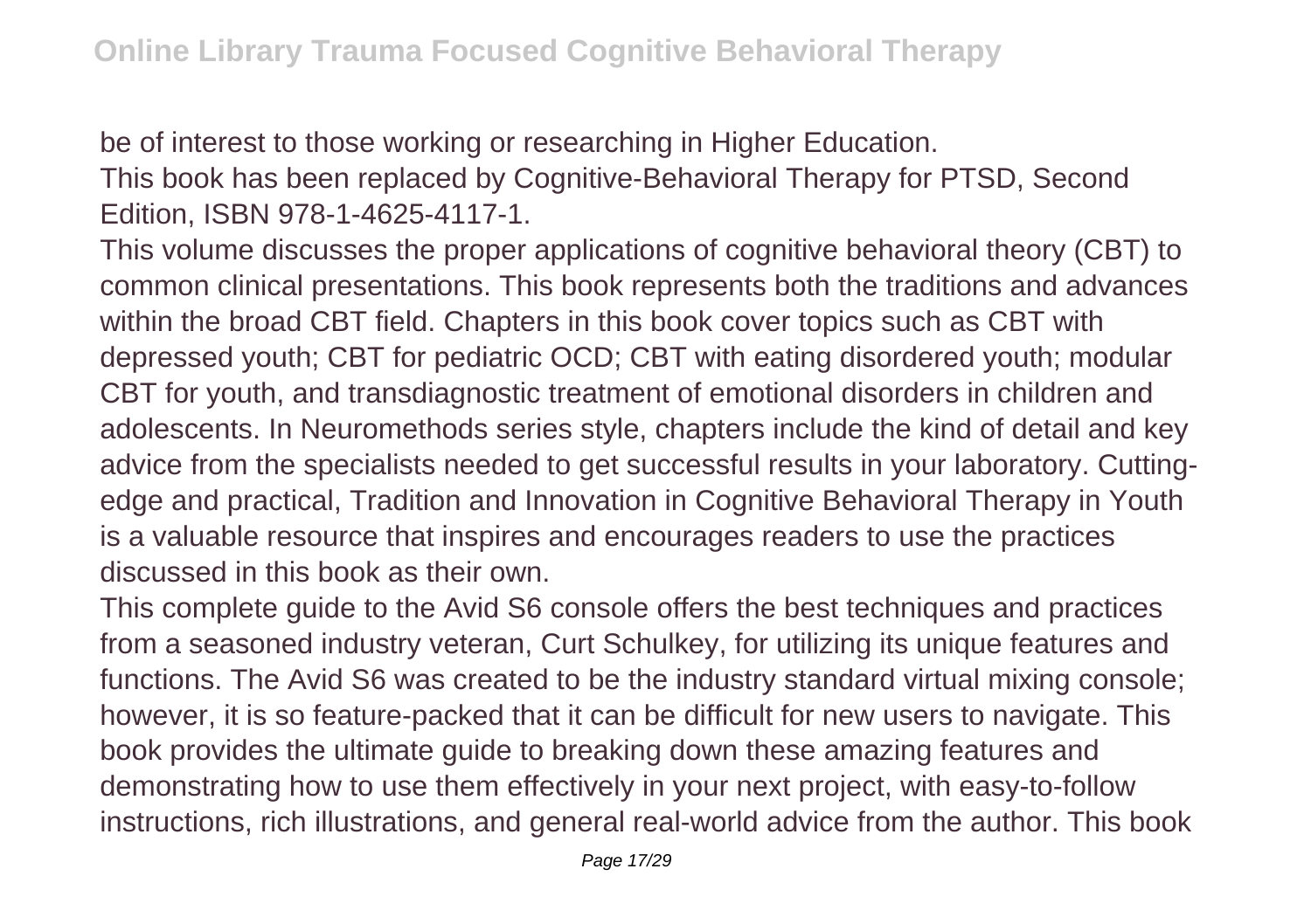be of interest to those working or researching in Higher Education.

This book has been replaced by Cognitive-Behavioral Therapy for PTSD, Second Edition, ISBN 978-1-4625-4117-1.

This volume discusses the proper applications of cognitive behavioral theory (CBT) to common clinical presentations. This book represents both the traditions and advances within the broad CBT field. Chapters in this book cover topics such as CBT with depressed youth; CBT for pediatric OCD; CBT with eating disordered youth; modular CBT for youth, and transdiagnostic treatment of emotional disorders in children and adolescents. In Neuromethods series style, chapters include the kind of detail and key advice from the specialists needed to get successful results in your laboratory. Cutting-edge and practical, Tradition and Innovation in Cognitive Behavioral Therapy in Youth is a valuable resource that inspires and encourages readers to use the practices discussed in this book as their own.

This complete guide to the Avid S6 console offers the best techniques and practices from a seasoned industry veteran, Curt Schulkey, for utilizing its unique features and functions. The Avid S6 was created to be the industry standard virtual mixing console; however, it is so feature-packed that it can be difficult for new users to navigate. This book provides the ultimate guide to breaking down these amazing features and demonstrating how to use them effectively in your next project, with easy-to-follow instructions, rich illustrations, and general real-world advice from the author. This book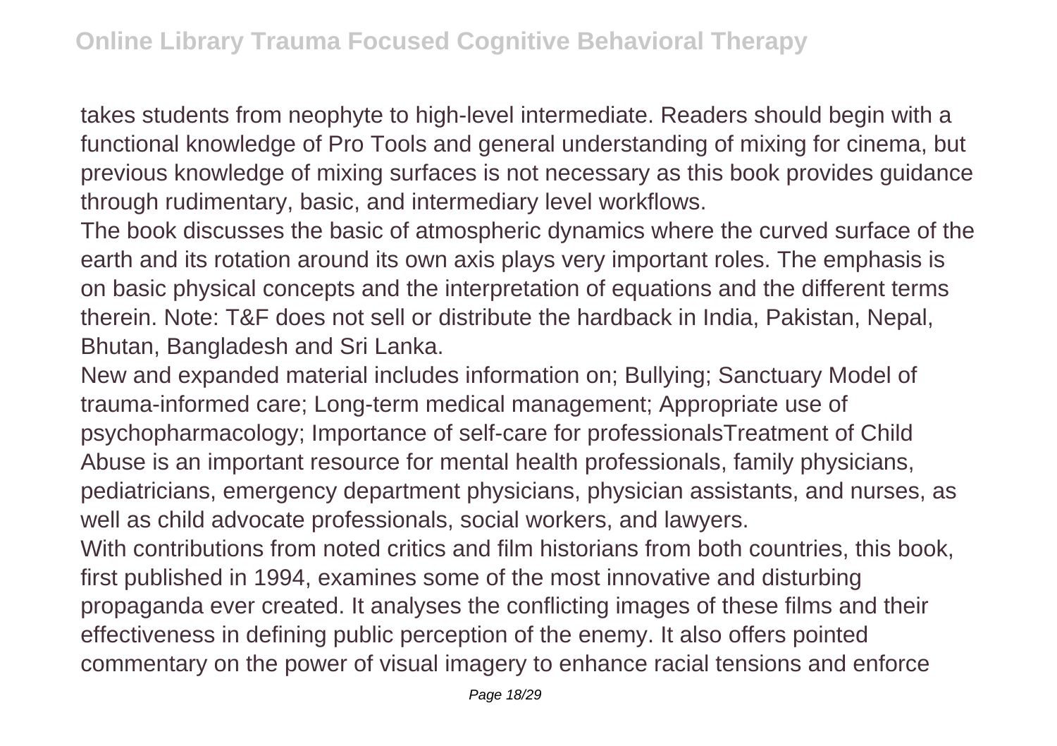takes students from neophyte to high-level intermediate. Readers should begin with a functional knowledge of Pro Tools and general understanding of mixing for cinema, but previous knowledge of mixing surfaces is not necessary as this book provides guidance through rudimentary, basic, and intermediary level workflows.

The book discusses the basic of atmospheric dynamics where the curved surface of the earth and its rotation around its own axis plays very important roles. The emphasis is on basic physical concepts and the interpretation of equations and the different terms therein. Note: T&F does not sell or distribute the hardback in India, Pakistan, Nepal, Bhutan, Bangladesh and Sri Lanka.

New and expanded material includes information on; Bullying; Sanctuary Model of trauma-informed care; Long-term medical management; Appropriate use of psychopharmacology; Importance of self-care for professionalsTreatment of Child Abuse is an important resource for mental health professionals, family physicians, pediatricians, emergency department physicians, physician assistants, and nurses, as well as child advocate professionals, social workers, and lawyers.

With contributions from noted critics and film historians from both countries, this book, first published in 1994, examines some of the most innovative and disturbing propaganda ever created. It analyses the conflicting images of these films and their effectiveness in defining public perception of the enemy. It also offers pointed commentary on the power of visual imagery to enhance racial tensions and enforce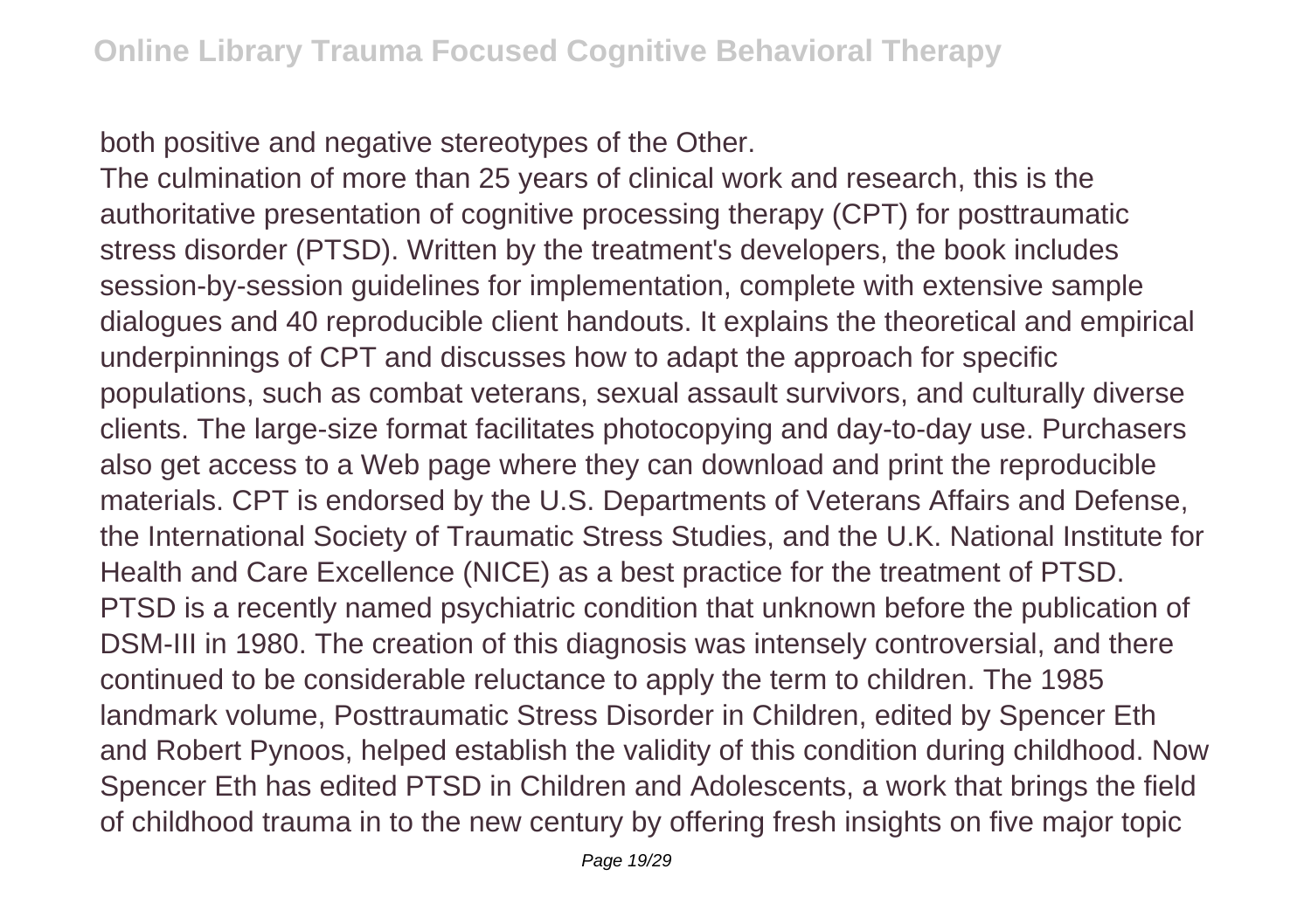both positive and negative stereotypes of the Other.

The culmination of more than 25 years of clinical work and research, this is the authoritative presentation of cognitive processing therapy (CPT) for posttraumatic stress disorder (PTSD). Written by the treatment's developers, the book includes session-by-session guidelines for implementation, complete with extensive sample dialogues and 40 reproducible client handouts. It explains the theoretical and empirical underpinnings of CPT and discusses how to adapt the approach for specific populations, such as combat veterans, sexual assault survivors, and culturally diverse clients. The large-size format facilitates photocopying and day-to-day use. Purchasers also get access to a Web page where they can download and print the reproducible materials. CPT is endorsed by the U.S. Departments of Veterans Affairs and Defense, the International Society of Traumatic Stress Studies, and the U.K. National Institute for Health and Care Excellence (NICE) as a best practice for the treatment of PTSD.

PTSD is a recently named psychiatric condition that unknown before the publication of DSM-III in 1980. The creation of this diagnosis was intensely controversial, and there continued to be considerable reluctance to apply the term to children. The 1985 landmark volume, Posttraumatic Stress Disorder in Children, edited by Spencer Eth and Robert Pynoos, helped establish the validity of this condition during childhood. Now Spencer Eth has edited PTSD in Children and Adolescents, a work that brings the field of childhood trauma in to the new century by offering fresh insights on five major topic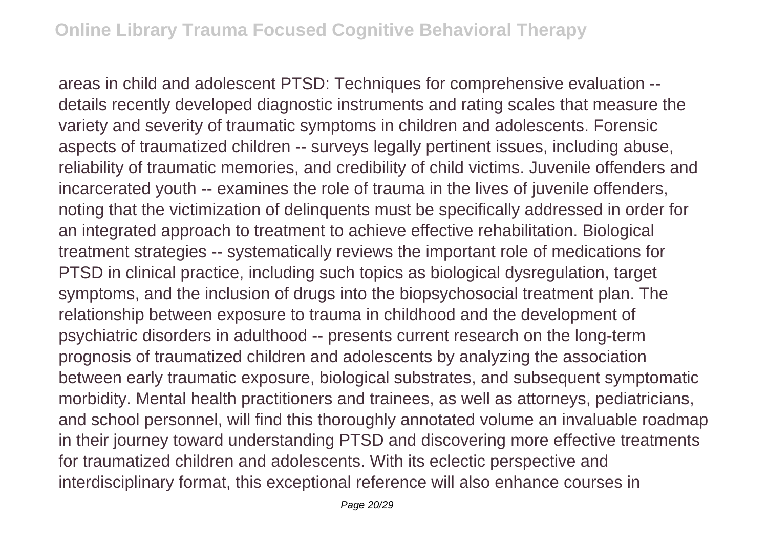areas in child and adolescent PTSD: Techniques for comprehensive evaluation -- details recently developed diagnostic instruments and rating scales that measure the variety and severity of traumatic symptoms in children and adolescents. Forensic aspects of traumatized children -- surveys legally pertinent issues, including abuse, reliability of traumatic memories, and credibility of child victims. Juvenile offenders and incarcerated youth -- examines the role of trauma in the lives of juvenile offenders, noting that the victimization of delinquents must be specifically addressed in order for an integrated approach to treatment to achieve effective rehabilitation. Biological treatment strategies -- systematically reviews the important role of medications for PTSD in clinical practice, including such topics as biological dysregulation, target symptoms, and the inclusion of drugs into the biopsychosocial treatment plan. The relationship between exposure to trauma in childhood and the development of psychiatric disorders in adulthood -- presents current research on the long-term prognosis of traumatized children and adolescents by analyzing the association between early traumatic exposure, biological substrates, and subsequent symptomatic morbidity. Mental health practitioners and trainees, as well as attorneys, pediatricians, and school personnel, will find this thoroughly annotated volume an invaluable roadmap in their journey toward understanding PTSD and discovering more effective treatments for traumatized children and adolescents. With its eclectic perspective and interdisciplinary format, this exceptional reference will also enhance courses in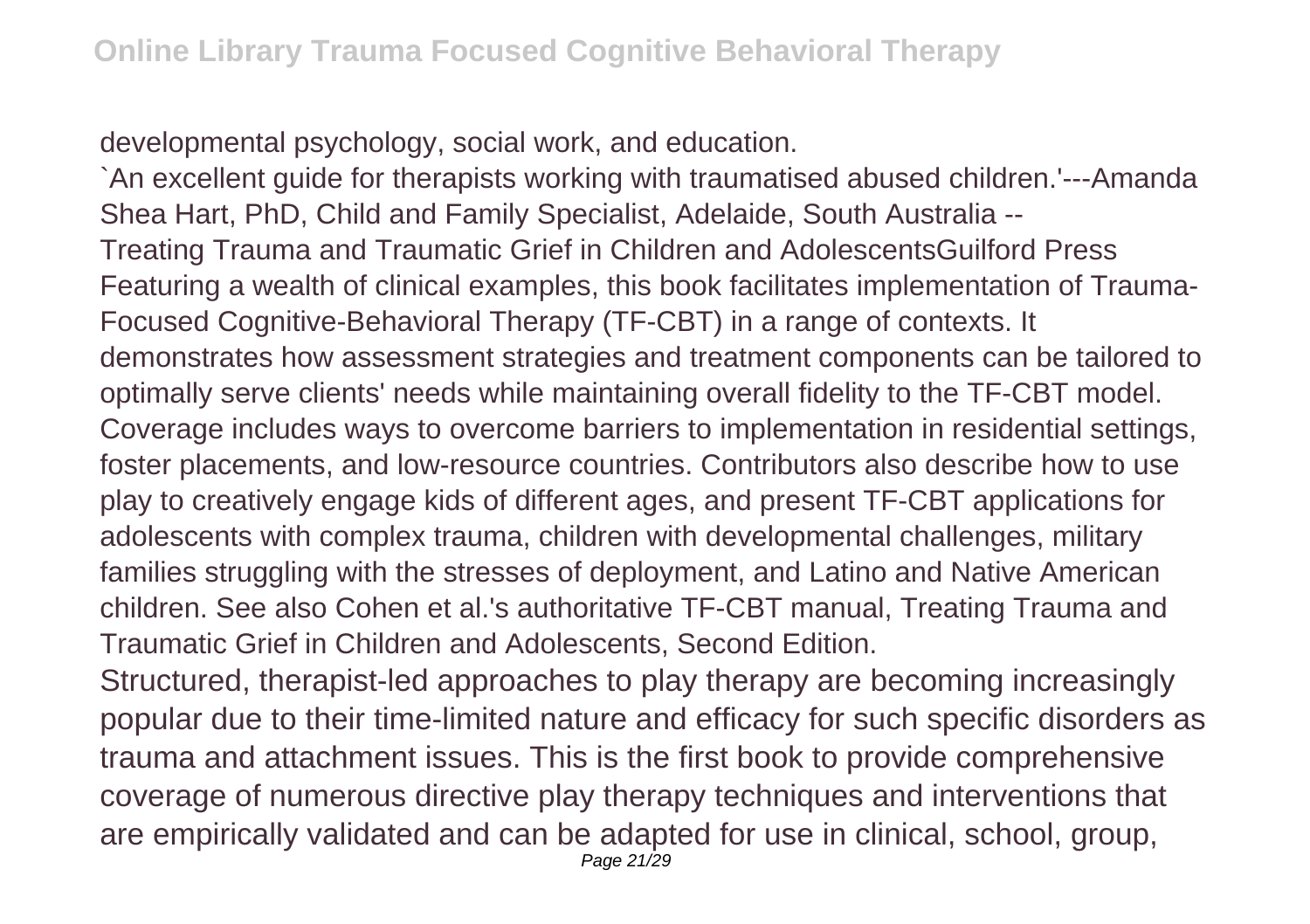developmental psychology, social work, and education.

`An excellent guide for therapists working with traumatised abused children.'---Amanda Shea Hart, PhD, Child and Family Specialist, Adelaide, South Australia --

Treating Trauma and Traumatic Grief in Children and AdolescentsGuilford Press

Featuring a wealth of clinical examples, this book facilitates implementation of Trauma-Focused Cognitive-Behavioral Therapy (TF-CBT) in a range of contexts. It demonstrates how assessment strategies and treatment components can be tailored to optimally serve clients' needs while maintaining overall fidelity to the TF-CBT model. Coverage includes ways to overcome barriers to implementation in residential settings, foster placements, and low-resource countries. Contributors also describe how to use play to creatively engage kids of different ages, and present TF-CBT applications for adolescents with complex trauma, children with developmental challenges, military families struggling with the stresses of deployment, and Latino and Native American children. See also Cohen et al.'s authoritative TF-CBT manual, Treating Trauma and Traumatic Grief in Children and Adolescents, Second Edition.

Structured, therapist-led approaches to play therapy are becoming increasingly popular due to their time-limited nature and efficacy for such specific disorders as trauma and attachment issues. This is the first book to provide comprehensive coverage of numerous directive play therapy techniques and interventions that are empirically validated and can be adapted for use in clinical, school, group,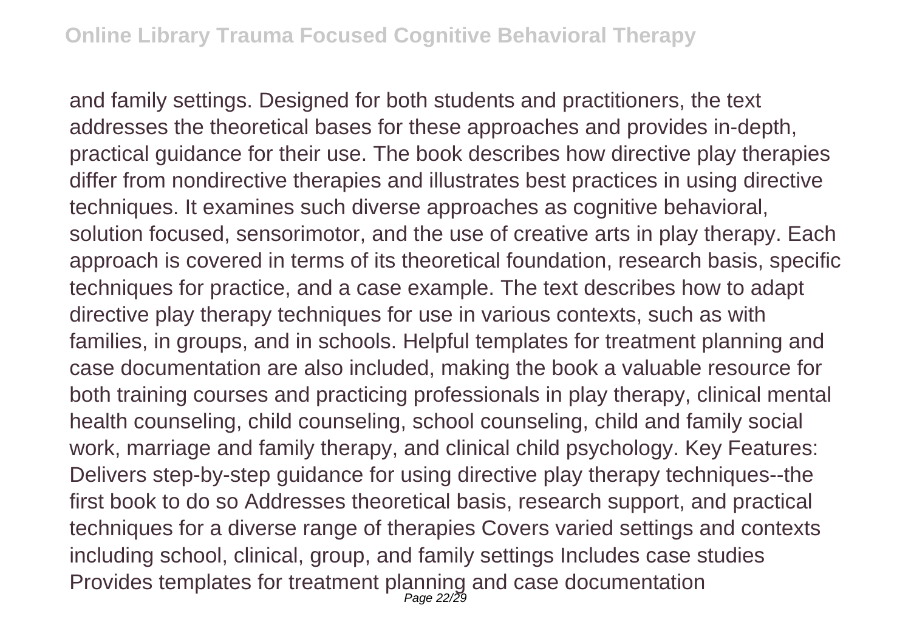and family settings. Designed for both students and practitioners, the text addresses the theoretical bases for these approaches and provides in-depth, practical guidance for their use. The book describes how directive play therapies differ from nondirective therapies and illustrates best practices in using directive techniques. It examines such diverse approaches as cognitive behavioral, solution focused, sensorimotor, and the use of creative arts in play therapy. Each approach is covered in terms of its theoretical foundation, research basis, specific techniques for practice, and a case example. The text describes how to adapt directive play therapy techniques for use in various contexts, such as with families, in groups, and in schools. Helpful templates for treatment planning and case documentation are also included, making the book a valuable resource for both training courses and practicing professionals in play therapy, clinical mental health counseling, child counseling, school counseling, child and family social work, marriage and family therapy, and clinical child psychology. Key Features: Delivers step-by-step guidance for using directive play therapy techniques--the first book to do so Addresses theoretical basis, research support, and practical techniques for a diverse range of therapies Covers varied settings and contexts including school, clinical, group, and family settings Includes case studies Provides templates for treatment planning and case documentation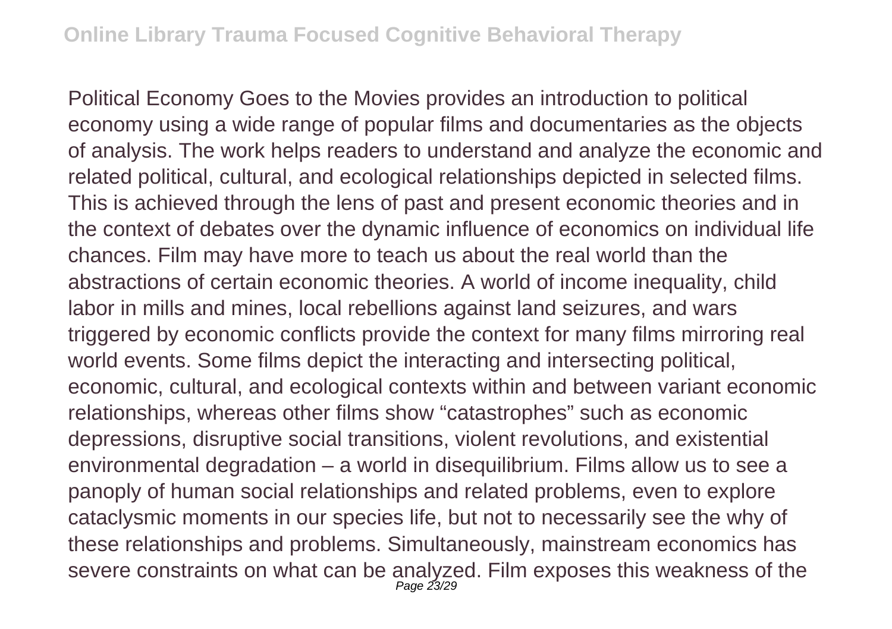Political Economy Goes to the Movies provides an introduction to political economy using a wide range of popular films and documentaries as the objects of analysis. The work helps readers to understand and analyze the economic and related political, cultural, and ecological relationships depicted in selected films. This is achieved through the lens of past and present economic theories and in the context of debates over the dynamic influence of economics on individual life chances. Film may have more to teach us about the real world than the abstractions of certain economic theories. A world of income inequality, child labor in mills and mines, local rebellions against land seizures, and wars triggered by economic conflicts provide the context for many films mirroring real world events. Some films depict the interacting and intersecting political, economic, cultural, and ecological contexts within and between variant economic relationships, whereas other films show "catastrophes" such as economic depressions, disruptive social transitions, violent revolutions, and existential environmental degradation – a world in disequilibrium. Films allow us to see a panoply of human social relationships and related problems, even to explore cataclysmic moments in our species life, but not to necessarily see the why of these relationships and problems. Simultaneously, mainstream economics has severe constraints on what can be analyzed. Film exposes this weakness of the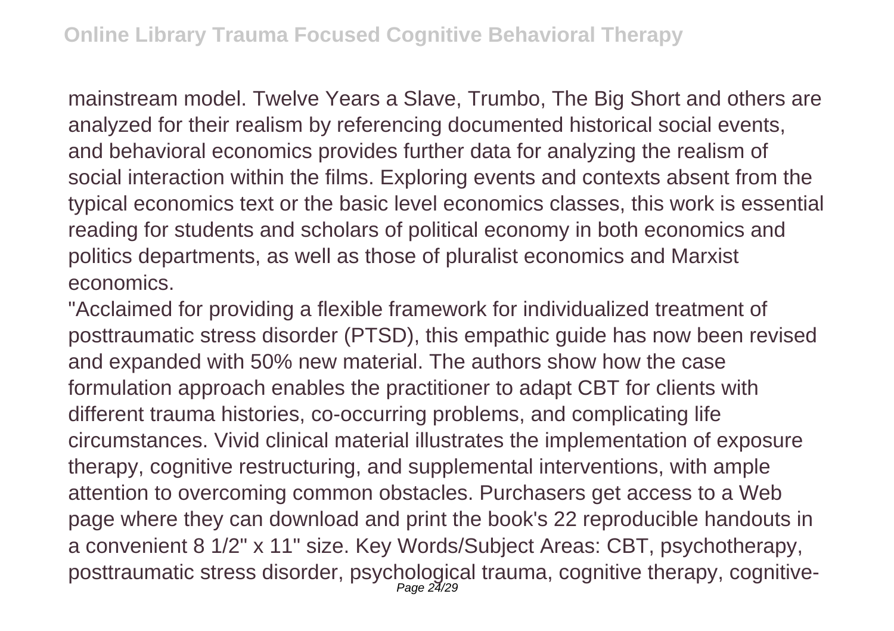mainstream model. Twelve Years a Slave, Trumbo, The Big Short and others are analyzed for their realism by referencing documented historical social events, and behavioral economics provides further data for analyzing the realism of social interaction within the films. Exploring events and contexts absent from the typical economics text or the basic level economics classes, this work is essential reading for students and scholars of political economy in both economics and politics departments, as well as those of pluralist economics and Marxist economics.

"Acclaimed for providing a flexible framework for individualized treatment of posttraumatic stress disorder (PTSD), this empathic guide has now been revised and expanded with 50% new material. The authors show how the case formulation approach enables the practitioner to adapt CBT for clients with different trauma histories, co-occurring problems, and complicating life circumstances. Vivid clinical material illustrates the implementation of exposure therapy, cognitive restructuring, and supplemental interventions, with ample attention to overcoming common obstacles. Purchasers get access to a Web page where they can download and print the book's 22 reproducible handouts in a convenient 8 1/2" x 11" size. Key Words/Subject Areas: CBT, psychotherapy, posttraumatic stress disorder, psychological trauma, cognitive therapy, cognitive-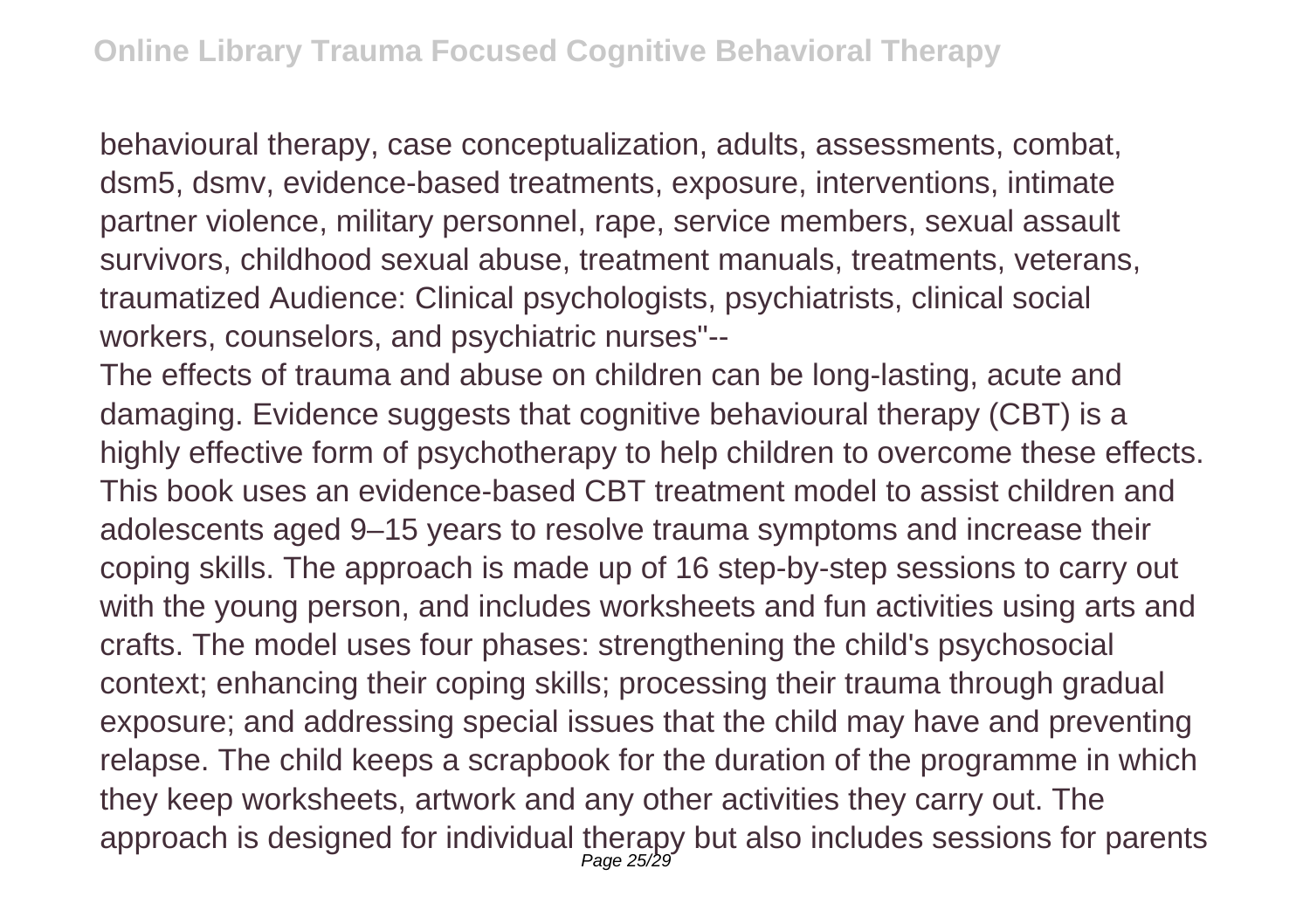behavioural therapy, case conceptualization, adults, assessments, combat, dsm5, dsmv, evidence-based treatments, exposure, interventions, intimate partner violence, military personnel, rape, service members, sexual assault survivors, childhood sexual abuse, treatment manuals, treatments, veterans, traumatized Audience: Clinical psychologists, psychiatrists, clinical social workers, counselors, and psychiatric nurses"--

The effects of trauma and abuse on children can be long-lasting, acute and damaging. Evidence suggests that cognitive behavioural therapy (CBT) is a highly effective form of psychotherapy to help children to overcome these effects. This book uses an evidence-based CBT treatment model to assist children and adolescents aged 9–15 years to resolve trauma symptoms and increase their coping skills. The approach is made up of 16 step-by-step sessions to carry out with the young person, and includes worksheets and fun activities using arts and crafts. The model uses four phases: strengthening the child's psychosocial context; enhancing their coping skills; processing their trauma through gradual exposure; and addressing special issues that the child may have and preventing relapse. The child keeps a scrapbook for the duration of the programme in which they keep worksheets, artwork and any other activities they carry out. The approach is designed for individual therapy but also includes sessions for parents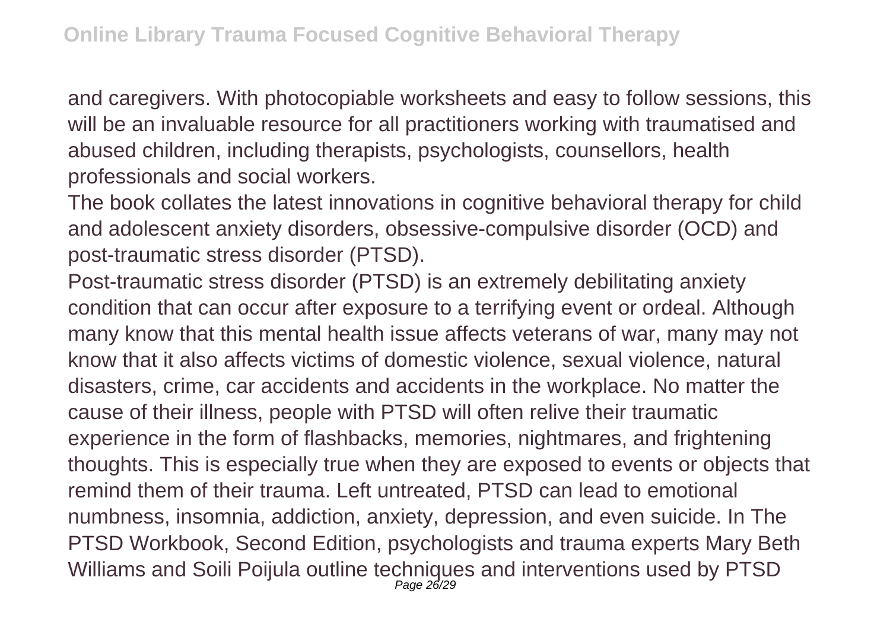and caregivers. With photocopiable worksheets and easy to follow sessions, this will be an invaluable resource for all practitioners working with traumatised and abused children, including therapists, psychologists, counsellors, health professionals and social workers.

The book collates the latest innovations in cognitive behavioral therapy for child and adolescent anxiety disorders, obsessive-compulsive disorder (OCD) and post-traumatic stress disorder (PTSD).

Post-traumatic stress disorder (PTSD) is an extremely debilitating anxiety condition that can occur after exposure to a terrifying event or ordeal. Although many know that this mental health issue affects veterans of war, many may not know that it also affects victims of domestic violence, sexual violence, natural disasters, crime, car accidents and accidents in the workplace. No matter the cause of their illness, people with PTSD will often relive their traumatic experience in the form of flashbacks, memories, nightmares, and frightening thoughts. This is especially true when they are exposed to events or objects that remind them of their trauma. Left untreated, PTSD can lead to emotional numbness, insomnia, addiction, anxiety, depression, and even suicide. In The PTSD Workbook, Second Edition, psychologists and trauma experts Mary Beth Williams and Soili Poijula outline techniques and interventions used by PTSD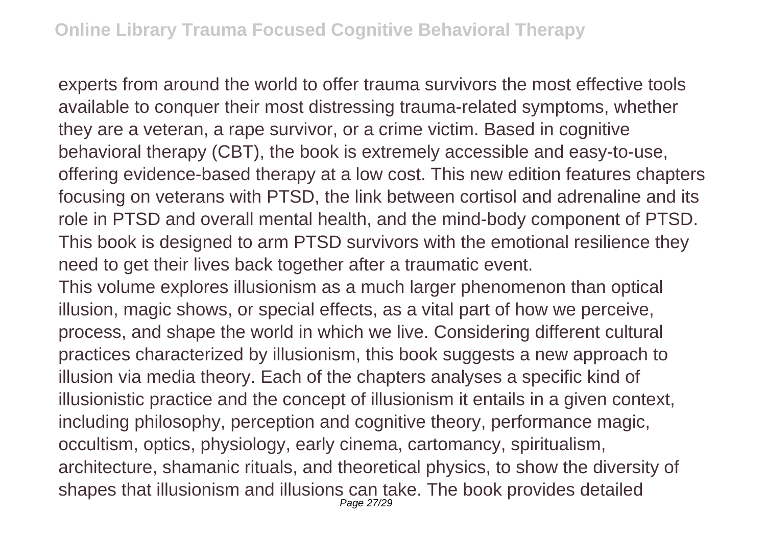experts from around the world to offer trauma survivors the most effective tools available to conquer their most distressing trauma-related symptoms, whether they are a veteran, a rape survivor, or a crime victim. Based in cognitive behavioral therapy (CBT), the book is extremely accessible and easy-to-use, offering evidence-based therapy at a low cost. This new edition features chapters focusing on veterans with PTSD, the link between cortisol and adrenaline and its role in PTSD and overall mental health, and the mind-body component of PTSD. This book is designed to arm PTSD survivors with the emotional resilience they need to get their lives back together after a traumatic event.

This volume explores illusionism as a much larger phenomenon than optical illusion, magic shows, or special effects, as a vital part of how we perceive, process, and shape the world in which we live. Considering different cultural practices characterized by illusionism, this book suggests a new approach to illusion via media theory. Each of the chapters analyses a specific kind of illusionistic practice and the concept of illusionism it entails in a given context, including philosophy, perception and cognitive theory, performance magic, occultism, optics, physiology, early cinema, cartomancy, spiritualism, architecture, shamanic rituals, and theoretical physics, to show the diversity of shapes that illusionism and illusions can take. The book provides detailed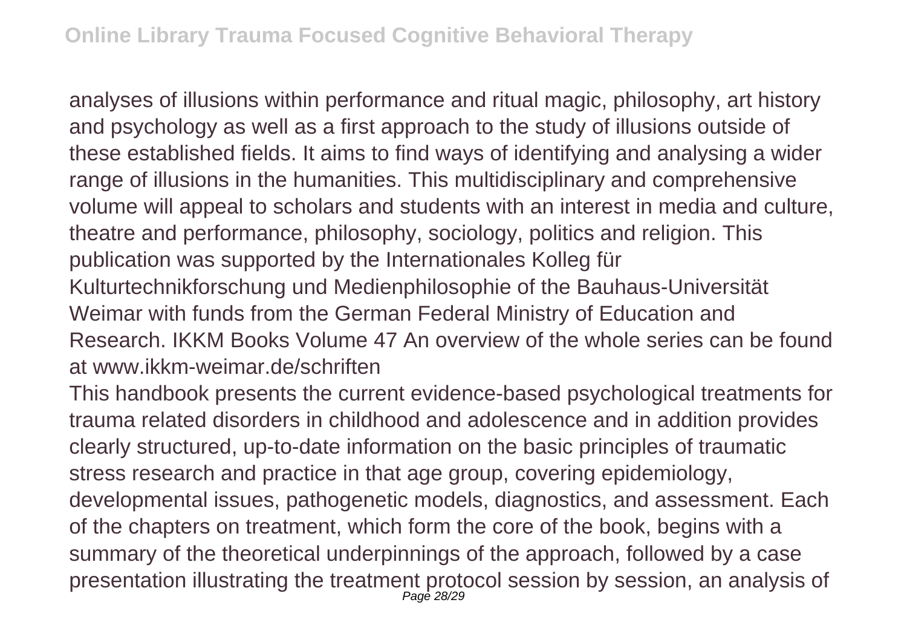analyses of illusions within performance and ritual magic, philosophy, art history and psychology as well as a first approach to the study of illusions outside of these established fields. It aims to find ways of identifying and analysing a wider range of illusions in the humanities. This multidisciplinary and comprehensive volume will appeal to scholars and students with an interest in media and culture, theatre and performance, philosophy, sociology, politics and religion. This publication was supported by the Internationales Kolleg für Kulturtechnikforschung und Medienphilosophie of the Bauhaus-Universität Weimar with funds from the German Federal Ministry of Education and Research. IKKM Books Volume 47 An overview of the whole series can be found at www.ikkm-weimar.de/schriften

This handbook presents the current evidence-based psychological treatments for trauma related disorders in childhood and adolescence and in addition provides clearly structured, up-to-date information on the basic principles of traumatic stress research and practice in that age group, covering epidemiology, developmental issues, pathogenetic models, diagnostics, and assessment. Each of the chapters on treatment, which form the core of the book, begins with a summary of the theoretical underpinnings of the approach, followed by a case presentation illustrating the treatment protocol session by session, an analysis of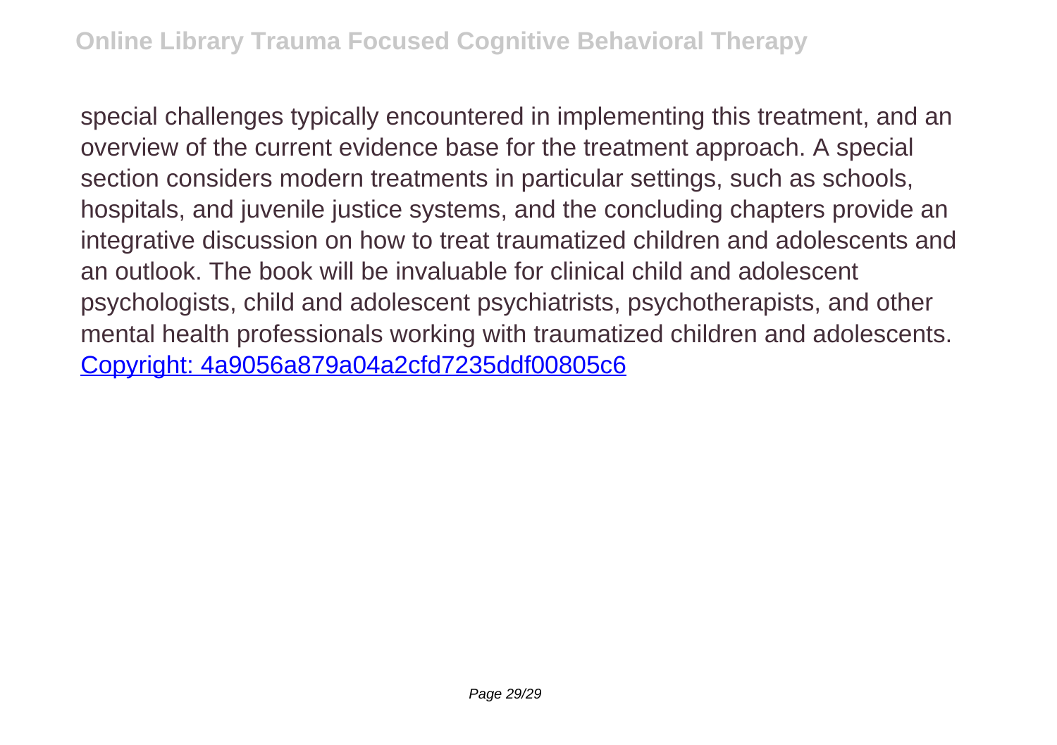special challenges typically encountered in implementing this treatment, and an overview of the current evidence base for the treatment approach. A special section considers modern treatments in particular settings, such as schools, hospitals, and juvenile justice systems, and the concluding chapters provide an integrative discussion on how to treat traumatized children and adolescents and an outlook. The book will be invaluable for clinical child and adolescent psychologists, child and adolescent psychiatrists, psychotherapists, and other mental health professionals working with traumatized children and adolescents.
Copyright: 4a9056a879a04a2cfd7235ddf00805c6